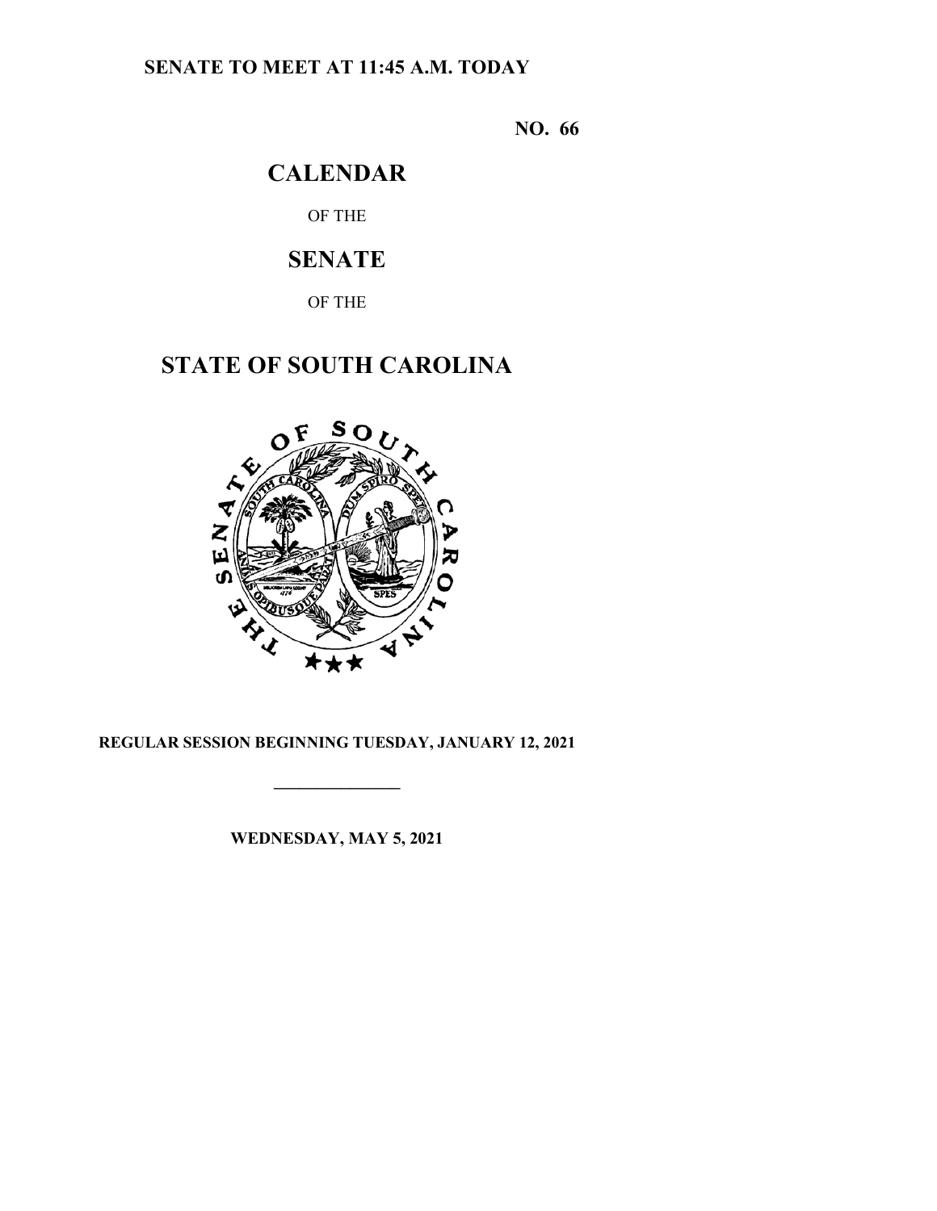**SENATE TO MEET AT 11:45 A.M. TODAY**

**NO. 66**

# CALENDAR

OF THE

# SENATE

OF THE

# STATE OF SOUTH CAROLINA

**REGULAR SESSION BEGINNING TUESDAY, JANUARY 12, 2021**

---

**WEDNESDAY, MAY 5, 2021**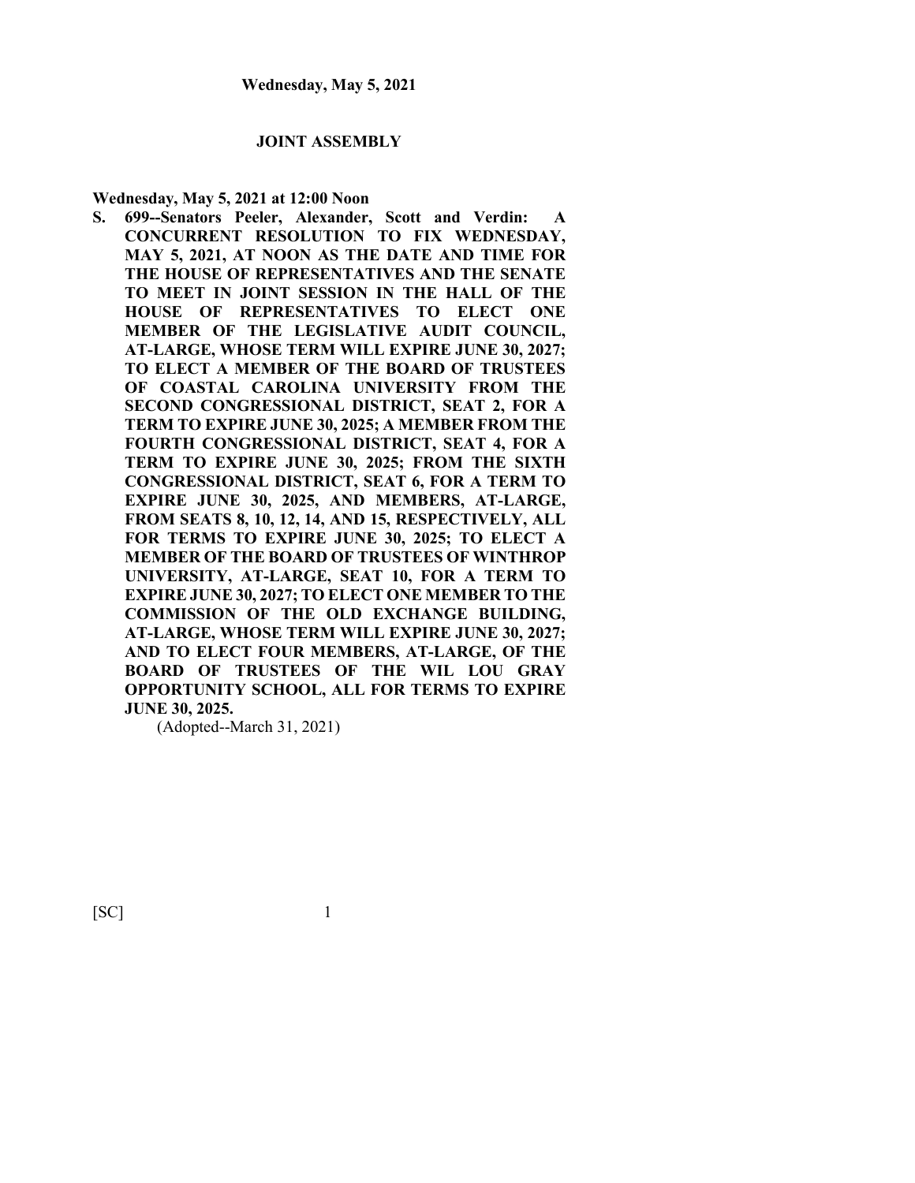**Wednesday, May 5, 2021**

## JOINT ASSEMBLY

**Wednesday, May 5, 2021 at 12:00 Noon**

**S. 699--Senators Peeler, Alexander, Scott and Verdin: A CONCURRENT RESOLUTION TO FIX WEDNESDAY, MAY 5, 2021, AT NOON AS THE DATE AND TIME FOR THE HOUSE OF REPRESENTATIVES AND THE SENATE TO MEET IN JOINT SESSION IN THE HALL OF THE HOUSE OF REPRESENTATIVES TO ELECT ONE MEMBER OF THE LEGISLATIVE AUDIT COUNCIL, AT-LARGE, WHOSE TERM WILL EXPIRE JUNE 30, 2027; TO ELECT A MEMBER OF THE BOARD OF TRUSTEES OF COASTAL CAROLINA UNIVERSITY FROM THE SECOND CONGRESSIONAL DISTRICT, SEAT 2, FOR A TERM TO EXPIRE JUNE 30, 2025; A MEMBER FROM THE FOURTH CONGRESSIONAL DISTRICT, SEAT 4, FOR A TERM TO EXPIRE JUNE 30, 2025; FROM THE SIXTH CONGRESSIONAL DISTRICT, SEAT 6, FOR A TERM TO EXPIRE JUNE 30, 2025, AND MEMBERS, AT-LARGE, FROM SEATS 8, 10, 12, 14, AND 15, RESPECTIVELY, ALL FOR TERMS TO EXPIRE JUNE 30, 2025; TO ELECT A MEMBER OF THE BOARD OF TRUSTEES OF WINTHROP UNIVERSITY, AT-LARGE, SEAT 10, FOR A TERM TO EXPIRE JUNE 30, 2027; TO ELECT ONE MEMBER TO THE COMMISSION OF THE OLD EXCHANGE BUILDING, AT-LARGE, WHOSE TERM WILL EXPIRE JUNE 30, 2027; AND TO ELECT FOUR MEMBERS, AT-LARGE, OF THE BOARD OF TRUSTEES OF THE WIL LOU GRAY OPPORTUNITY SCHOOL, ALL FOR TERMS TO EXPIRE JUNE 30, 2025.**

(Adopted--March 31, 2021)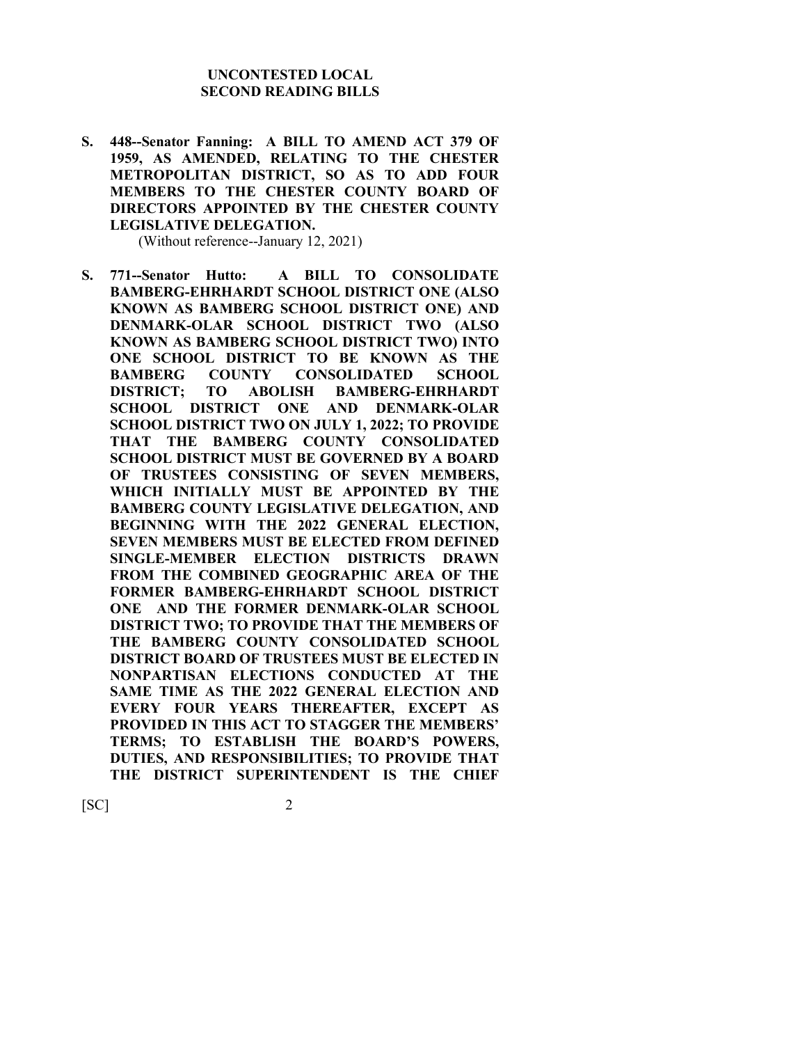## UNCONTESTED LOCAL
## SECOND READING BILLS

**S. 448--Senator Fanning: A BILL TO AMEND ACT 379 OF 1959, AS AMENDED, RELATING TO THE CHESTER METROPOLITAN DISTRICT, SO AS TO ADD FOUR MEMBERS TO THE CHESTER COUNTY BOARD OF DIRECTORS APPOINTED BY THE CHESTER COUNTY LEGISLATIVE DELEGATION.**

(Without reference--January 12, 2021)

**S. 771--Senator Hutto: A BILL TO CONSOLIDATE BAMBERG-EHRHARDT SCHOOL DISTRICT ONE (ALSO KNOWN AS BAMBERG SCHOOL DISTRICT ONE) AND DENMARK-OLAR SCHOOL DISTRICT TWO (ALSO KNOWN AS BAMBERG SCHOOL DISTRICT TWO) INTO ONE SCHOOL DISTRICT TO BE KNOWN AS THE BAMBERG COUNTY CONSOLIDATED SCHOOL DISTRICT; TO ABOLISH BAMBERG-EHRHARDT SCHOOL DISTRICT ONE AND DENMARK-OLAR SCHOOL DISTRICT TWO ON JULY 1, 2022; TO PROVIDE THAT THE BAMBERG COUNTY CONSOLIDATED SCHOOL DISTRICT MUST BE GOVERNED BY A BOARD OF TRUSTEES CONSISTING OF SEVEN MEMBERS, WHICH INITIALLY MUST BE APPOINTED BY THE BAMBERG COUNTY LEGISLATIVE DELEGATION, AND BEGINNING WITH THE 2022 GENERAL ELECTION, SEVEN MEMBERS MUST BE ELECTED FROM DEFINED SINGLE-MEMBER ELECTION DISTRICTS DRAWN FROM THE COMBINED GEOGRAPHIC AREA OF THE FORMER BAMBERG-EHRHARDT SCHOOL DISTRICT ONE AND THE FORMER DENMARK-OLAR SCHOOL DISTRICT TWO; TO PROVIDE THAT THE MEMBERS OF THE BAMBERG COUNTY CONSOLIDATED SCHOOL DISTRICT BOARD OF TRUSTEES MUST BE ELECTED IN NONPARTISAN ELECTIONS CONDUCTED AT THE SAME TIME AS THE 2022 GENERAL ELECTION AND EVERY FOUR YEARS THEREAFTER, EXCEPT AS PROVIDED IN THIS ACT TO STAGGER THE MEMBERS' TERMS; TO ESTABLISH THE BOARD'S POWERS, DUTIES, AND RESPONSIBILITIES; TO PROVIDE THAT THE DISTRICT SUPERINTENDENT IS THE CHIEF**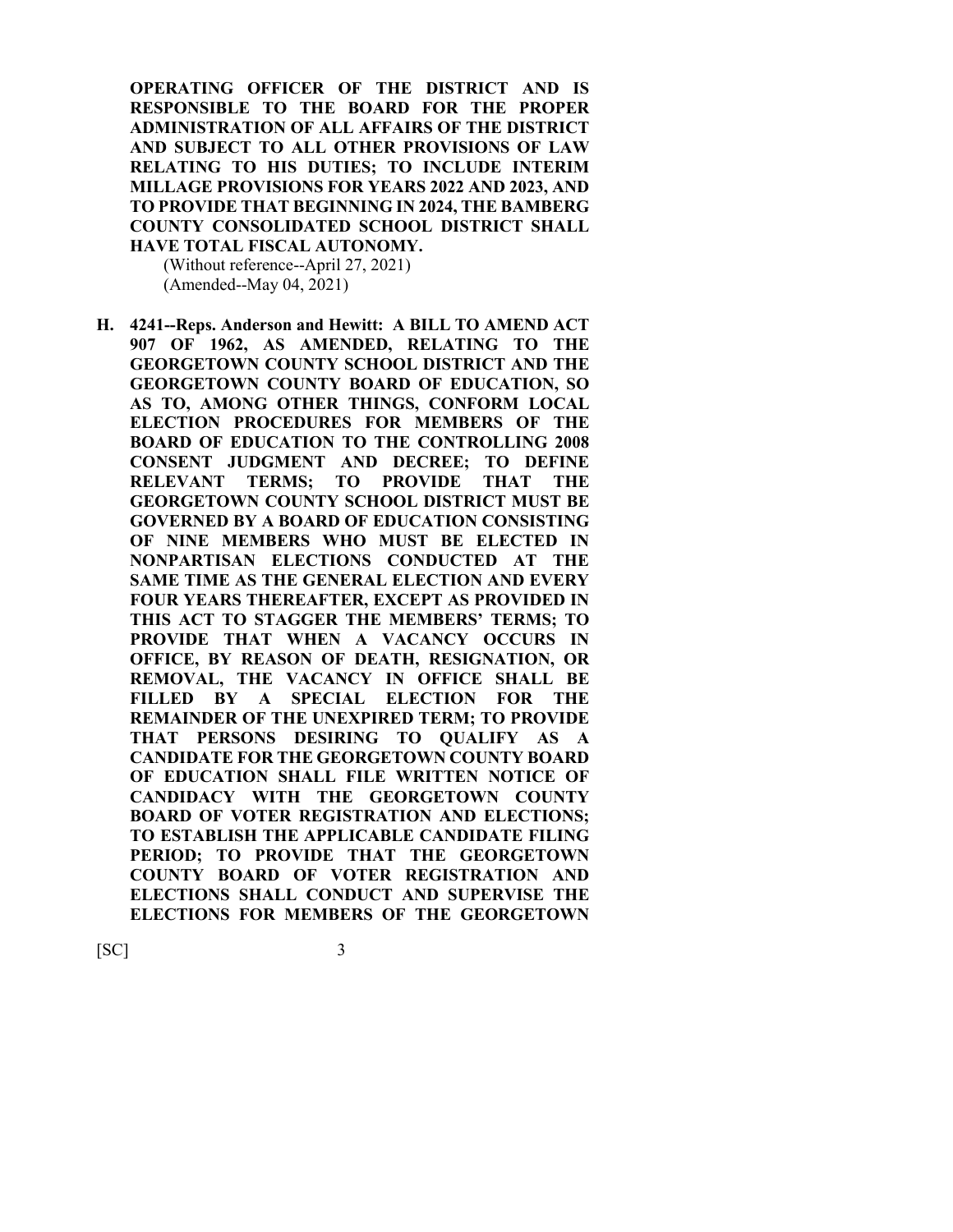**OPERATING OFFICER OF THE DISTRICT AND IS RESPONSIBLE TO THE BOARD FOR THE PROPER ADMINISTRATION OF ALL AFFAIRS OF THE DISTRICT AND SUBJECT TO ALL OTHER PROVISIONS OF LAW RELATING TO HIS DUTIES; TO INCLUDE INTERIM MILLAGE PROVISIONS FOR YEARS 2022 AND 2023, AND TO PROVIDE THAT BEGINNING IN 2024, THE BAMBERG COUNTY CONSOLIDATED SCHOOL DISTRICT SHALL HAVE TOTAL FISCAL AUTONOMY.**

(Without reference--April 27, 2021)
(Amended--May 04, 2021)

**H. 4241--Reps. Anderson and Hewitt: A BILL TO AMEND ACT 907 OF 1962, AS AMENDED, RELATING TO THE GEORGETOWN COUNTY SCHOOL DISTRICT AND THE GEORGETOWN COUNTY BOARD OF EDUCATION, SO AS TO, AMONG OTHER THINGS, CONFORM LOCAL ELECTION PROCEDURES FOR MEMBERS OF THE BOARD OF EDUCATION TO THE CONTROLLING 2008 CONSENT JUDGMENT AND DECREE; TO DEFINE RELEVANT TERMS; TO PROVIDE THAT THE GEORGETOWN COUNTY SCHOOL DISTRICT MUST BE GOVERNED BY A BOARD OF EDUCATION CONSISTING OF NINE MEMBERS WHO MUST BE ELECTED IN NONPARTISAN ELECTIONS CONDUCTED AT THE SAME TIME AS THE GENERAL ELECTION AND EVERY FOUR YEARS THEREAFTER, EXCEPT AS PROVIDED IN THIS ACT TO STAGGER THE MEMBERS' TERMS; TO PROVIDE THAT WHEN A VACANCY OCCURS IN OFFICE, BY REASON OF DEATH, RESIGNATION, OR REMOVAL, THE VACANCY IN OFFICE SHALL BE FILLED BY A SPECIAL ELECTION FOR THE REMAINDER OF THE UNEXPIRED TERM; TO PROVIDE THAT PERSONS DESIRING TO QUALIFY AS A CANDIDATE FOR THE GEORGETOWN COUNTY BOARD OF EDUCATION SHALL FILE WRITTEN NOTICE OF CANDIDACY WITH THE GEORGETOWN COUNTY BOARD OF VOTER REGISTRATION AND ELECTIONS; TO ESTABLISH THE APPLICABLE CANDIDATE FILING PERIOD; TO PROVIDE THAT THE GEORGETOWN COUNTY BOARD OF VOTER REGISTRATION AND ELECTIONS SHALL CONDUCT AND SUPERVISE THE ELECTIONS FOR MEMBERS OF THE GEORGETOWN**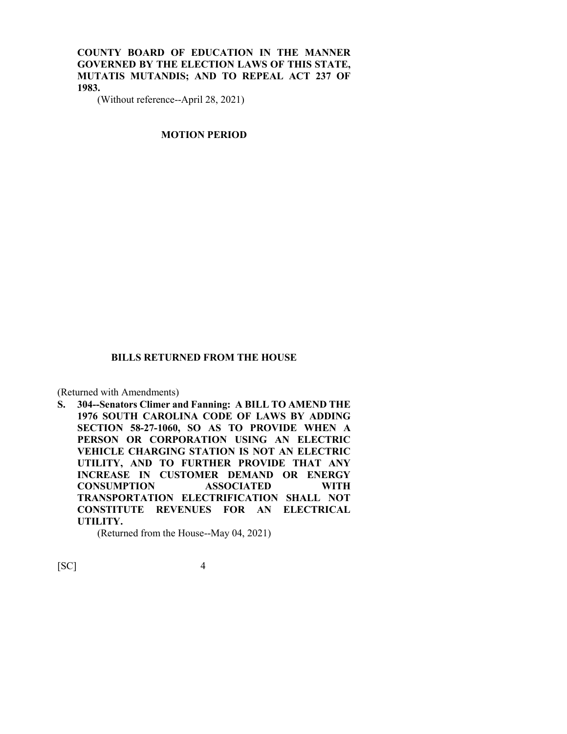**COUNTY BOARD OF EDUCATION IN THE MANNER GOVERNED BY THE ELECTION LAWS OF THIS STATE, MUTATIS MUTANDIS; AND TO REPEAL ACT 237 OF 1983.**

(Without reference--April 28, 2021)

## MOTION PERIOD

## BILLS RETURNED FROM THE HOUSE

(Returned with Amendments)

**S. 304--Senators Climer and Fanning: A BILL TO AMEND THE 1976 SOUTH CAROLINA CODE OF LAWS BY ADDING SECTION 58-27-1060, SO AS TO PROVIDE WHEN A PERSON OR CORPORATION USING AN ELECTRIC VEHICLE CHARGING STATION IS NOT AN ELECTRIC UTILITY, AND TO FURTHER PROVIDE THAT ANY INCREASE IN CUSTOMER DEMAND OR ENERGY CONSUMPTION ASSOCIATED WITH TRANSPORTATION ELECTRIFICATION SHALL NOT CONSTITUTE REVENUES FOR AN ELECTRICAL UTILITY.**

(Returned from the House--May 04, 2021)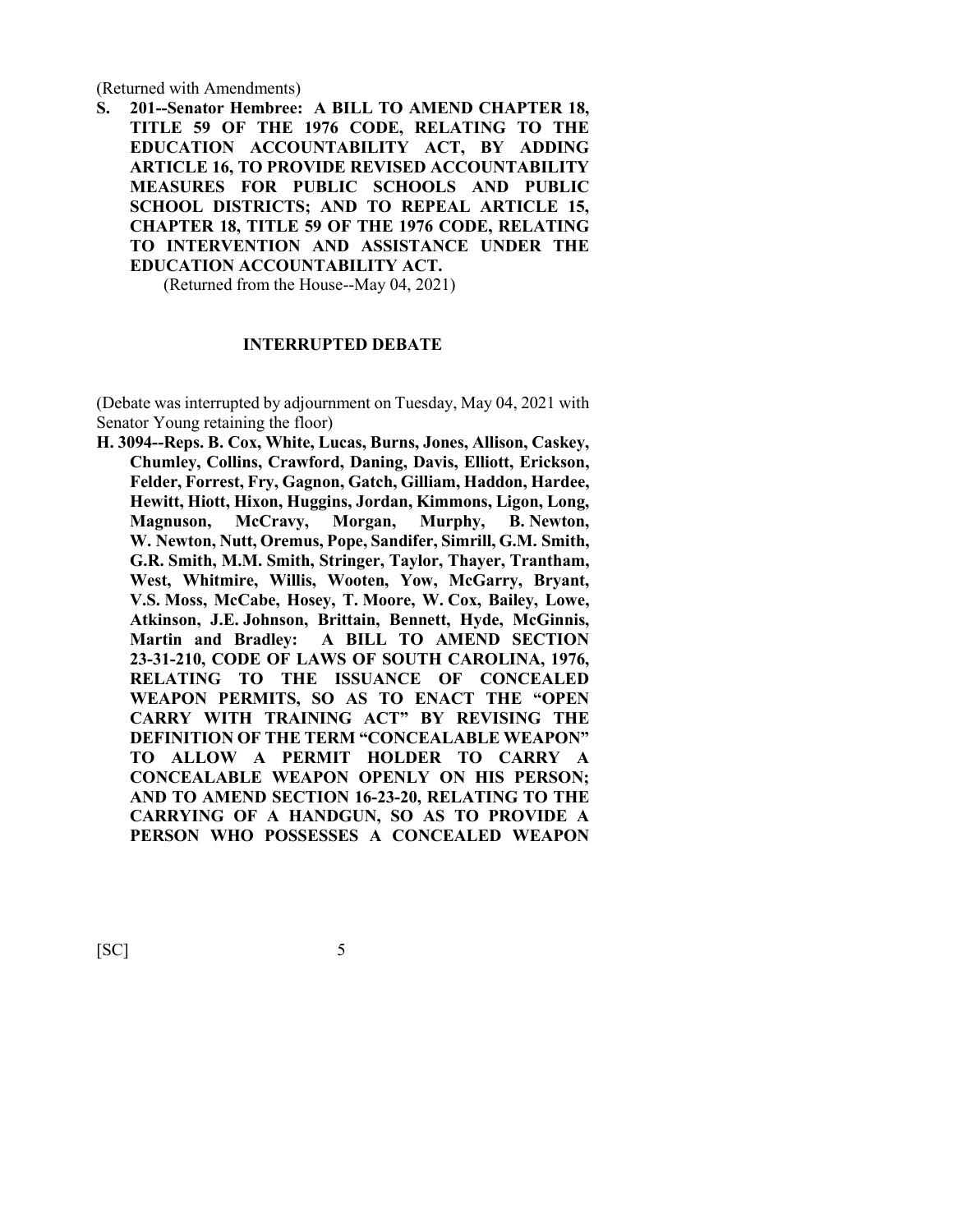(Returned with Amendments)

**S. 201--Senator Hembree: A BILL TO AMEND CHAPTER 18, TITLE 59 OF THE 1976 CODE, RELATING TO THE EDUCATION ACCOUNTABILITY ACT, BY ADDING ARTICLE 16, TO PROVIDE REVISED ACCOUNTABILITY MEASURES FOR PUBLIC SCHOOLS AND PUBLIC SCHOOL DISTRICTS; AND TO REPEAL ARTICLE 15, CHAPTER 18, TITLE 59 OF THE 1976 CODE, RELATING TO INTERVENTION AND ASSISTANCE UNDER THE EDUCATION ACCOUNTABILITY ACT.**

(Returned from the House--May 04, 2021)

**INTERRUPTED DEBATE**

(Debate was interrupted by adjournment on Tuesday, May 04, 2021 with Senator Young retaining the floor)

**H. 3094--Reps. B. Cox, White, Lucas, Burns, Jones, Allison, Caskey, Chumley, Collins, Crawford, Daning, Davis, Elliott, Erickson, Felder, Forrest, Fry, Gagnon, Gatch, Gilliam, Haddon, Hardee, Hewitt, Hiott, Hixon, Huggins, Jordan, Kimmons, Ligon, Long, Magnuson, McCravy, Morgan, Murphy, B. Newton, W. Newton, Nutt, Oremus, Pope, Sandifer, Simrill, G.M. Smith, G.R. Smith, M.M. Smith, Stringer, Taylor, Thayer, Trantham, West, Whitmire, Willis, Wooten, Yow, McGarry, Bryant, V.S. Moss, McCabe, Hosey, T. Moore, W. Cox, Bailey, Lowe, Atkinson, J.E. Johnson, Brittain, Bennett, Hyde, McGinnis, Martin and Bradley: A BILL TO AMEND SECTION 23-31-210, CODE OF LAWS OF SOUTH CAROLINA, 1976, RELATING TO THE ISSUANCE OF CONCEALED WEAPON PERMITS, SO AS TO ENACT THE "OPEN CARRY WITH TRAINING ACT" BY REVISING THE DEFINITION OF THE TERM "CONCEALABLE WEAPON" TO ALLOW A PERMIT HOLDER TO CARRY A CONCEALABLE WEAPON OPENLY ON HIS PERSON; AND TO AMEND SECTION 16-23-20, RELATING TO THE CARRYING OF A HANDGUN, SO AS TO PROVIDE A PERSON WHO POSSESSES A CONCEALED WEAPON**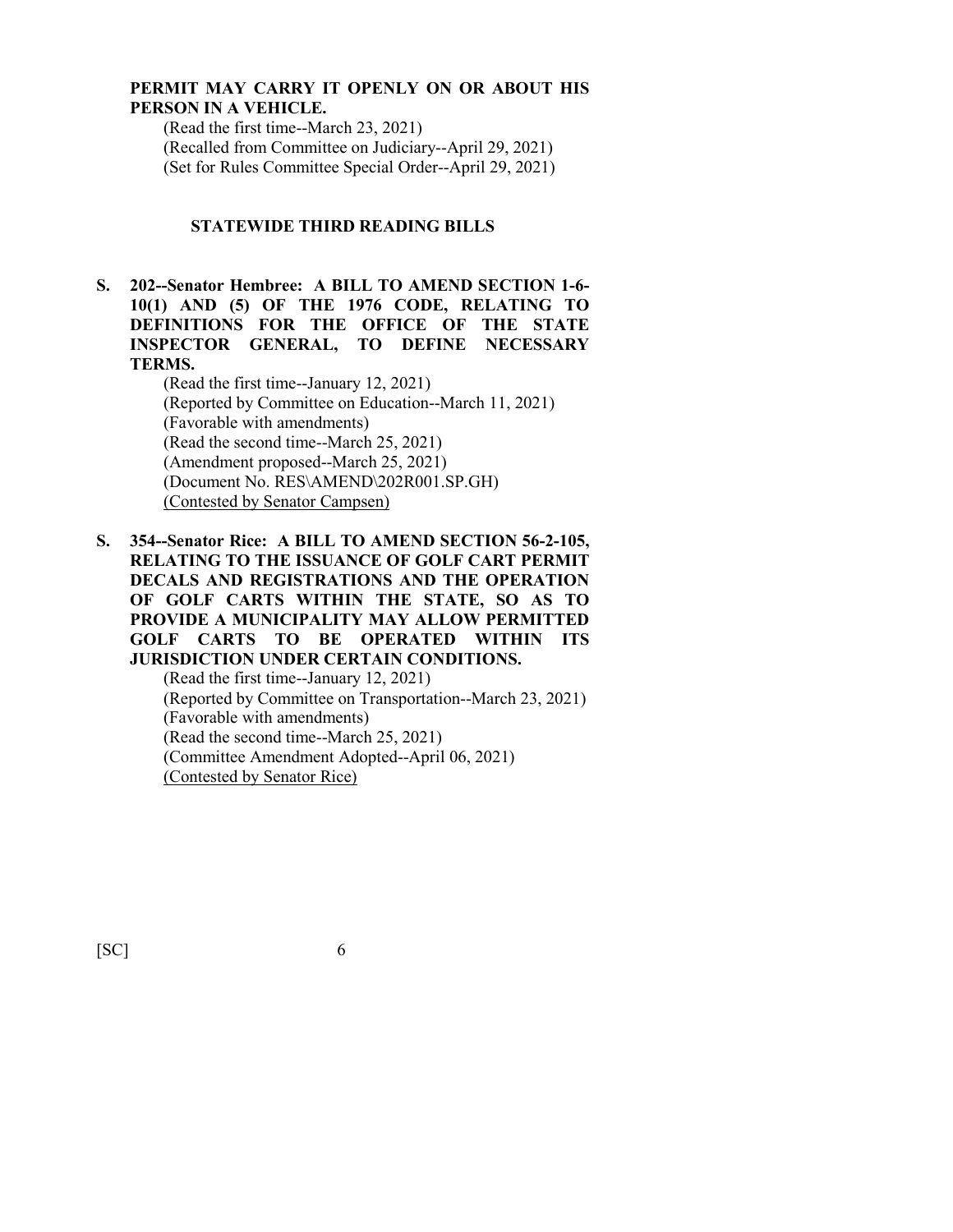**PERMIT MAY CARRY IT OPENLY ON OR ABOUT HIS PERSON IN A VEHICLE.**

(Read the first time--March 23, 2021)
(Recalled from Committee on Judiciary--April 29, 2021)
(Set for Rules Committee Special Order--April 29, 2021)

## STATEWIDE THIRD READING BILLS

**S. 202--Senator Hembree: A BILL TO AMEND SECTION 1-6-10(1) AND (5) OF THE 1976 CODE, RELATING TO DEFINITIONS FOR THE OFFICE OF THE STATE INSPECTOR GENERAL, TO DEFINE NECESSARY TERMS.**

(Read the first time--January 12, 2021)
(Reported by Committee on Education--March 11, 2021)
(Favorable with amendments)
(Read the second time--March 25, 2021)
(Amendment proposed--March 25, 2021)
(Document No. RES\AMEND\202R001.SP.GH)
(Contested by Senator Campsen)

**S. 354--Senator Rice: A BILL TO AMEND SECTION 56-2-105, RELATING TO THE ISSUANCE OF GOLF CART PERMIT DECALS AND REGISTRATIONS AND THE OPERATION OF GOLF CARTS WITHIN THE STATE, SO AS TO PROVIDE A MUNICIPALITY MAY ALLOW PERMITTED GOLF CARTS TO BE OPERATED WITHIN ITS JURISDICTION UNDER CERTAIN CONDITIONS.**

(Read the first time--January 12, 2021)
(Reported by Committee on Transportation--March 23, 2021)
(Favorable with amendments)
(Read the second time--March 25, 2021)
(Committee Amendment Adopted--April 06, 2021)
(Contested by Senator Rice)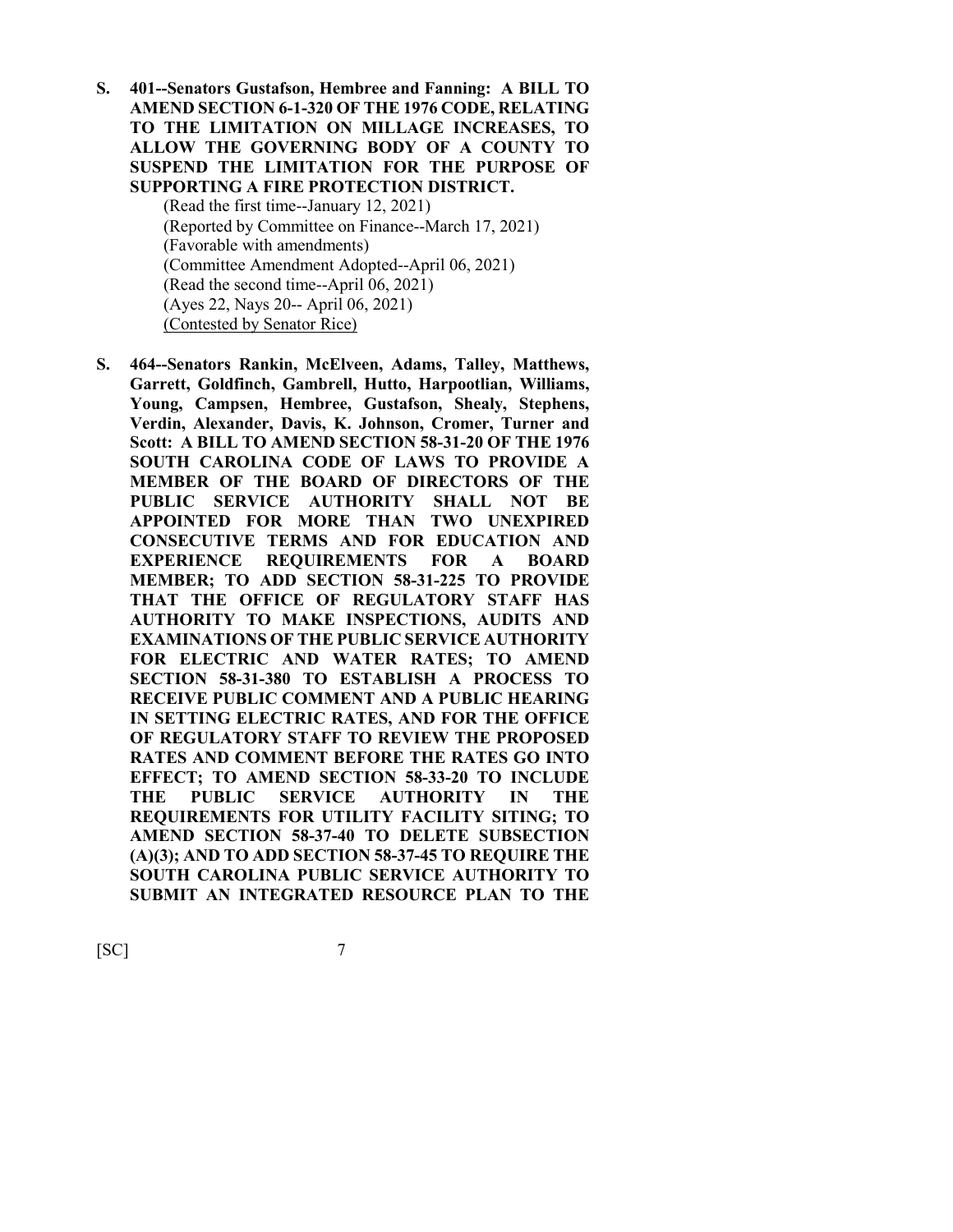**S. 401--Senators Gustafson, Hembree and Fanning: A BILL TO AMEND SECTION 6-1-320 OF THE 1976 CODE, RELATING TO THE LIMITATION ON MILLAGE INCREASES, TO ALLOW THE GOVERNING BODY OF A COUNTY TO SUSPEND THE LIMITATION FOR THE PURPOSE OF SUPPORTING A FIRE PROTECTION DISTRICT.**

(Read the first time--January 12, 2021)
(Reported by Committee on Finance--March 17, 2021)
(Favorable with amendments)
(Committee Amendment Adopted--April 06, 2021)
(Read the second time--April 06, 2021)
(Ayes 22, Nays 20-- April 06, 2021)
(Contested by Senator Rice)

**S. 464--Senators Rankin, McElveen, Adams, Talley, Matthews, Garrett, Goldfinch, Gambrell, Hutto, Harpootlian, Williams, Young, Campsen, Hembree, Gustafson, Shealy, Stephens, Verdin, Alexander, Davis, K. Johnson, Cromer, Turner and Scott: A BILL TO AMEND SECTION 58-31-20 OF THE 1976 SOUTH CAROLINA CODE OF LAWS TO PROVIDE A MEMBER OF THE BOARD OF DIRECTORS OF THE PUBLIC SERVICE AUTHORITY SHALL NOT BE APPOINTED FOR MORE THAN TWO UNEXPIRED CONSECUTIVE TERMS AND FOR EDUCATION AND EXPERIENCE REQUIREMENTS FOR A BOARD MEMBER; TO ADD SECTION 58-31-225 TO PROVIDE THAT THE OFFICE OF REGULATORY STAFF HAS AUTHORITY TO MAKE INSPECTIONS, AUDITS AND EXAMINATIONS OF THE PUBLIC SERVICE AUTHORITY FOR ELECTRIC AND WATER RATES; TO AMEND SECTION 58-31-380 TO ESTABLISH A PROCESS TO RECEIVE PUBLIC COMMENT AND A PUBLIC HEARING IN SETTING ELECTRIC RATES, AND FOR THE OFFICE OF REGULATORY STAFF TO REVIEW THE PROPOSED RATES AND COMMENT BEFORE THE RATES GO INTO EFFECT; TO AMEND SECTION 58-33-20 TO INCLUDE THE PUBLIC SERVICE AUTHORITY IN THE REQUIREMENTS FOR UTILITY FACILITY SITING; TO AMEND SECTION 58-37-40 TO DELETE SUBSECTION (A)(3); AND TO ADD SECTION 58-37-45 TO REQUIRE THE SOUTH CAROLINA PUBLIC SERVICE AUTHORITY TO SUBMIT AN INTEGRATED RESOURCE PLAN TO THE**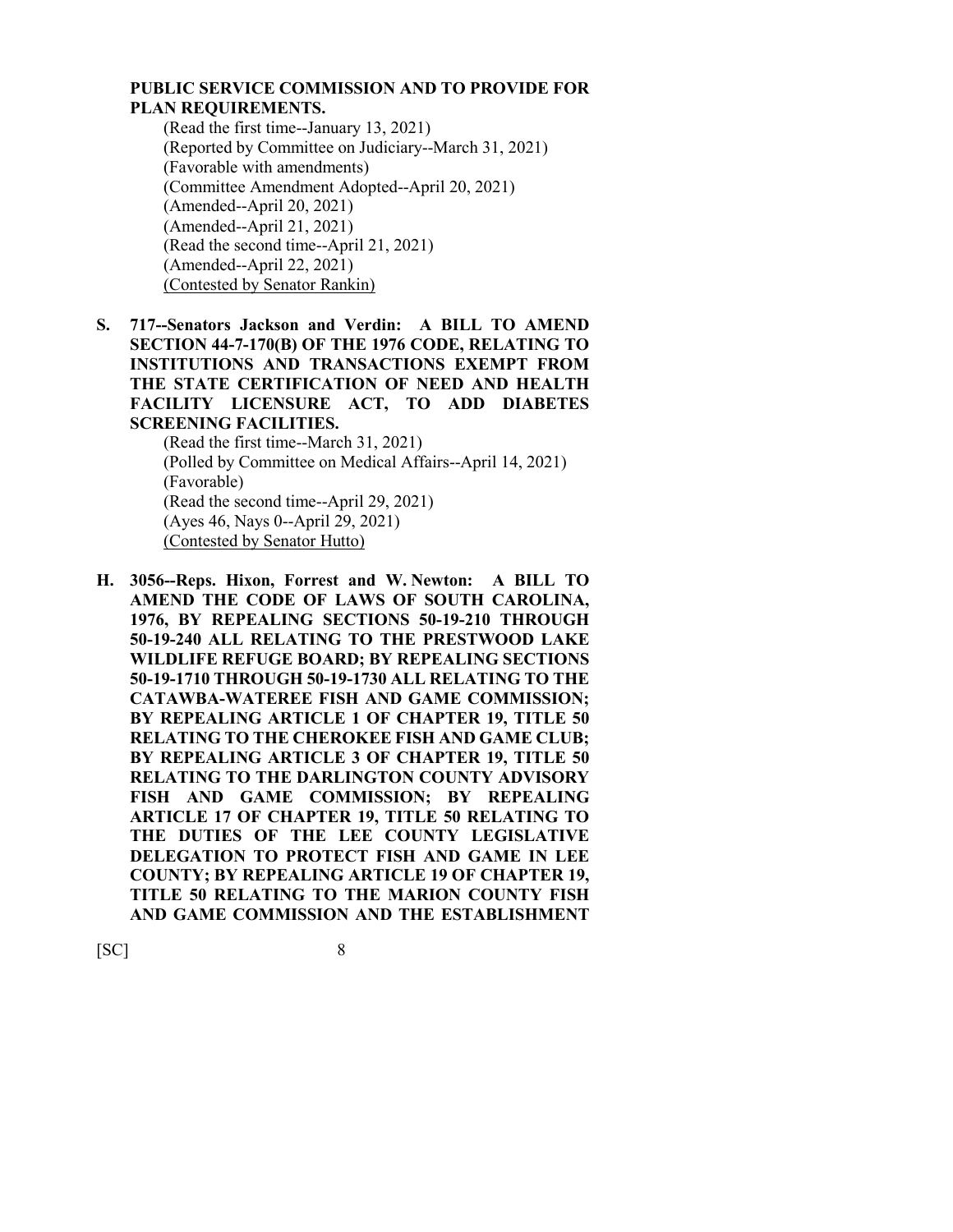**PUBLIC SERVICE COMMISSION AND TO PROVIDE FOR PLAN REQUIREMENTS.**

(Read the first time--January 13, 2021)
(Reported by Committee on Judiciary--March 31, 2021)
(Favorable with amendments)
(Committee Amendment Adopted--April 20, 2021)
(Amended--April 20, 2021)
(Amended--April 21, 2021)
(Read the second time--April 21, 2021)
(Amended--April 22, 2021)
(Contested by Senator Rankin)

**S. 717--Senators Jackson and Verdin: A BILL TO AMEND SECTION 44-7-170(B) OF THE 1976 CODE, RELATING TO INSTITUTIONS AND TRANSACTIONS EXEMPT FROM THE STATE CERTIFICATION OF NEED AND HEALTH FACILITY LICENSURE ACT, TO ADD DIABETES SCREENING FACILITIES.**

(Read the first time--March 31, 2021)
(Polled by Committee on Medical Affairs--April 14, 2021)
(Favorable)
(Read the second time--April 29, 2021)
(Ayes 46, Nays 0--April 29, 2021)
(Contested by Senator Hutto)

**H. 3056--Reps. Hixon, Forrest and W. Newton: A BILL TO AMEND THE CODE OF LAWS OF SOUTH CAROLINA, 1976, BY REPEALING SECTIONS 50-19-210 THROUGH 50-19-240 ALL RELATING TO THE PRESTWOOD LAKE WILDLIFE REFUGE BOARD; BY REPEALING SECTIONS 50-19-1710 THROUGH 50-19-1730 ALL RELATING TO THE CATAWBA-WATEREE FISH AND GAME COMMISSION; BY REPEALING ARTICLE 1 OF CHAPTER 19, TITLE 50 RELATING TO THE CHEROKEE FISH AND GAME CLUB; BY REPEALING ARTICLE 3 OF CHAPTER 19, TITLE 50 RELATING TO THE DARLINGTON COUNTY ADVISORY FISH AND GAME COMMISSION; BY REPEALING ARTICLE 17 OF CHAPTER 19, TITLE 50 RELATING TO THE DUTIES OF THE LEE COUNTY LEGISLATIVE DELEGATION TO PROTECT FISH AND GAME IN LEE COUNTY; BY REPEALING ARTICLE 19 OF CHAPTER 19, TITLE 50 RELATING TO THE MARION COUNTY FISH AND GAME COMMISSION AND THE ESTABLISHMENT**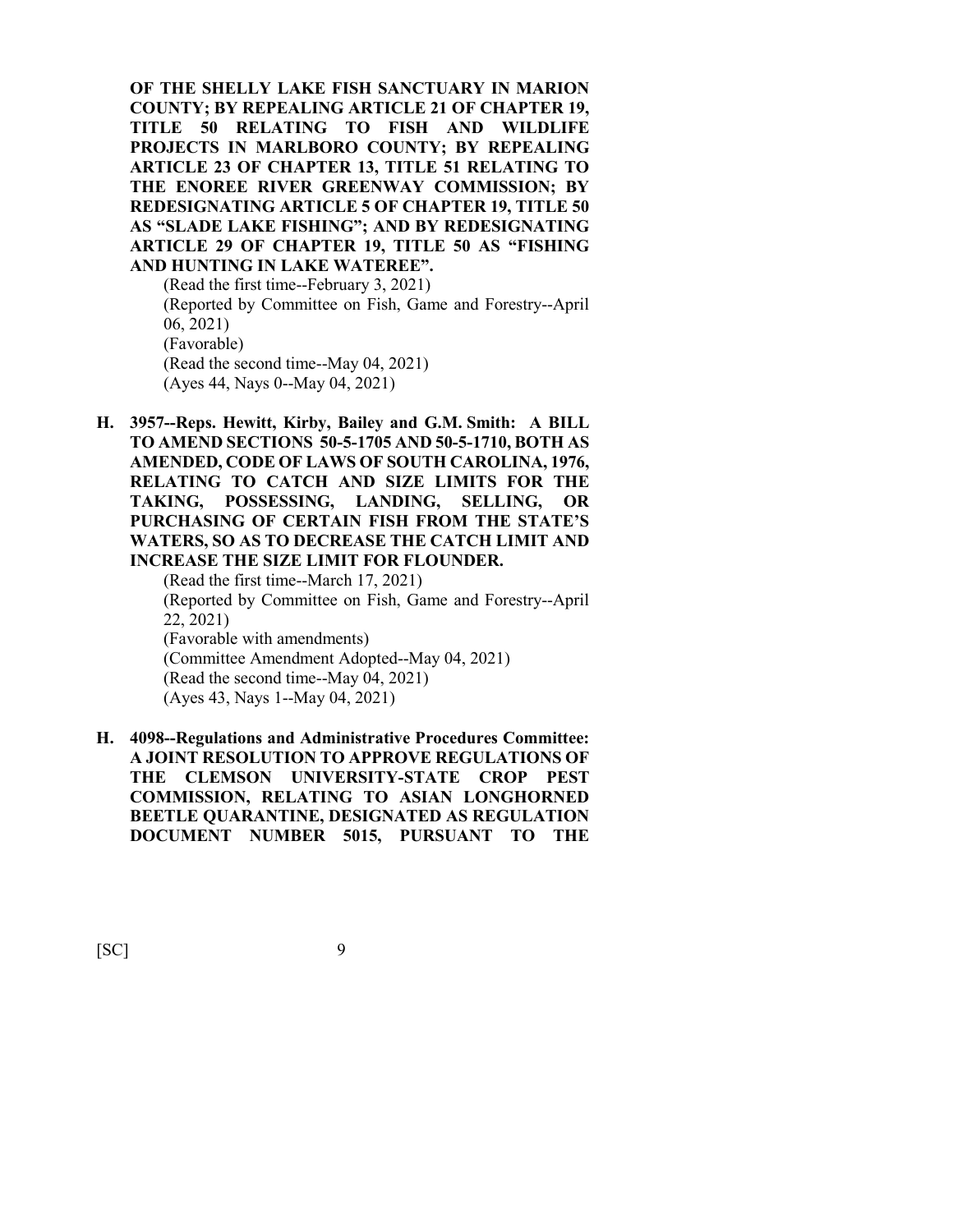**OF THE SHELLY LAKE FISH SANCTUARY IN MARION COUNTY; BY REPEALING ARTICLE 21 OF CHAPTER 19, TITLE 50 RELATING TO FISH AND WILDLIFE PROJECTS IN MARLBORO COUNTY; BY REPEALING ARTICLE 23 OF CHAPTER 13, TITLE 51 RELATING TO THE ENOREE RIVER GREENWAY COMMISSION; BY REDESIGNATING ARTICLE 5 OF CHAPTER 19, TITLE 50 AS "SLADE LAKE FISHING"; AND BY REDESIGNATING ARTICLE 29 OF CHAPTER 19, TITLE 50 AS "FISHING AND HUNTING IN LAKE WATEREE".**

(Read the first time--February 3, 2021)
(Reported by Committee on Fish, Game and Forestry--April 06, 2021)
(Favorable)
(Read the second time--May 04, 2021)
(Ayes 44, Nays 0--May 04, 2021)

**H. 3957--Reps. Hewitt, Kirby, Bailey and G.M. Smith: A BILL TO AMEND SECTIONS 50-5-1705 AND 50-5-1710, BOTH AS AMENDED, CODE OF LAWS OF SOUTH CAROLINA, 1976, RELATING TO CATCH AND SIZE LIMITS FOR THE TAKING, POSSESSING, LANDING, SELLING, OR PURCHASING OF CERTAIN FISH FROM THE STATE'S WATERS, SO AS TO DECREASE THE CATCH LIMIT AND INCREASE THE SIZE LIMIT FOR FLOUNDER.**

(Read the first time--March 17, 2021)
(Reported by Committee on Fish, Game and Forestry--April 22, 2021)
(Favorable with amendments)
(Committee Amendment Adopted--May 04, 2021)
(Read the second time--May 04, 2021)
(Ayes 43, Nays 1--May 04, 2021)

**H. 4098--Regulations and Administrative Procedures Committee: A JOINT RESOLUTION TO APPROVE REGULATIONS OF THE CLEMSON UNIVERSITY-STATE CROP PEST COMMISSION, RELATING TO ASIAN LONGHORNED BEETLE QUARANTINE, DESIGNATED AS REGULATION DOCUMENT NUMBER 5015, PURSUANT TO THE**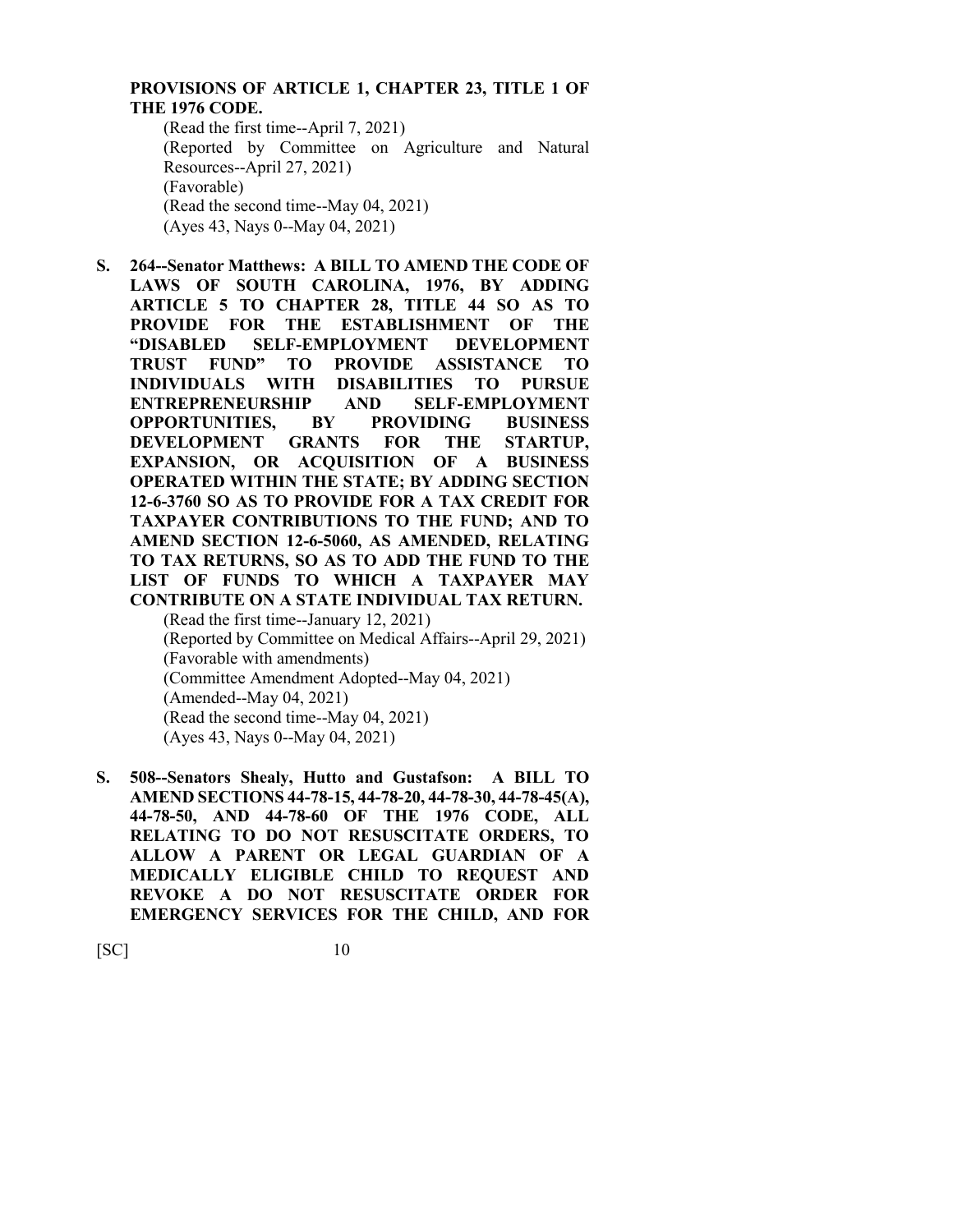**PROVISIONS OF ARTICLE 1, CHAPTER 23, TITLE 1 OF THE 1976 CODE.**

(Read the first time--April 7, 2021)
(Reported by Committee on Agriculture and Natural Resources--April 27, 2021)
(Favorable)
(Read the second time--May 04, 2021)
(Ayes 43, Nays 0--May 04, 2021)

**S. 264--Senator Matthews: A BILL TO AMEND THE CODE OF LAWS OF SOUTH CAROLINA, 1976, BY ADDING ARTICLE 5 TO CHAPTER 28, TITLE 44 SO AS TO PROVIDE FOR THE ESTABLISHMENT OF THE "DISABLED SELF-EMPLOYMENT DEVELOPMENT TRUST FUND" TO PROVIDE ASSISTANCE TO INDIVIDUALS WITH DISABILITIES TO PURSUE ENTREPRENEURSHIP AND SELF-EMPLOYMENT OPPORTUNITIES, BY PROVIDING BUSINESS DEVELOPMENT GRANTS FOR THE STARTUP, EXPANSION, OR ACQUISITION OF A BUSINESS OPERATED WITHIN THE STATE; BY ADDING SECTION 12-6-3760 SO AS TO PROVIDE FOR A TAX CREDIT FOR TAXPAYER CONTRIBUTIONS TO THE FUND; AND TO AMEND SECTION 12-6-5060, AS AMENDED, RELATING TO TAX RETURNS, SO AS TO ADD THE FUND TO THE LIST OF FUNDS TO WHICH A TAXPAYER MAY CONTRIBUTE ON A STATE INDIVIDUAL TAX RETURN.**

(Read the first time--January 12, 2021)
(Reported by Committee on Medical Affairs--April 29, 2021)
(Favorable with amendments)
(Committee Amendment Adopted--May 04, 2021)
(Amended--May 04, 2021)
(Read the second time--May 04, 2021)
(Ayes 43, Nays 0--May 04, 2021)

**S. 508--Senators Shealy, Hutto and Gustafson: A BILL TO AMEND SECTIONS 44-78-15, 44-78-20, 44-78-30, 44-78-45(A), 44-78-50, AND 44-78-60 OF THE 1976 CODE, ALL RELATING TO DO NOT RESUSCITATE ORDERS, TO ALLOW A PARENT OR LEGAL GUARDIAN OF A MEDICALLY ELIGIBLE CHILD TO REQUEST AND REVOKE A DO NOT RESUSCITATE ORDER FOR EMERGENCY SERVICES FOR THE CHILD, AND FOR**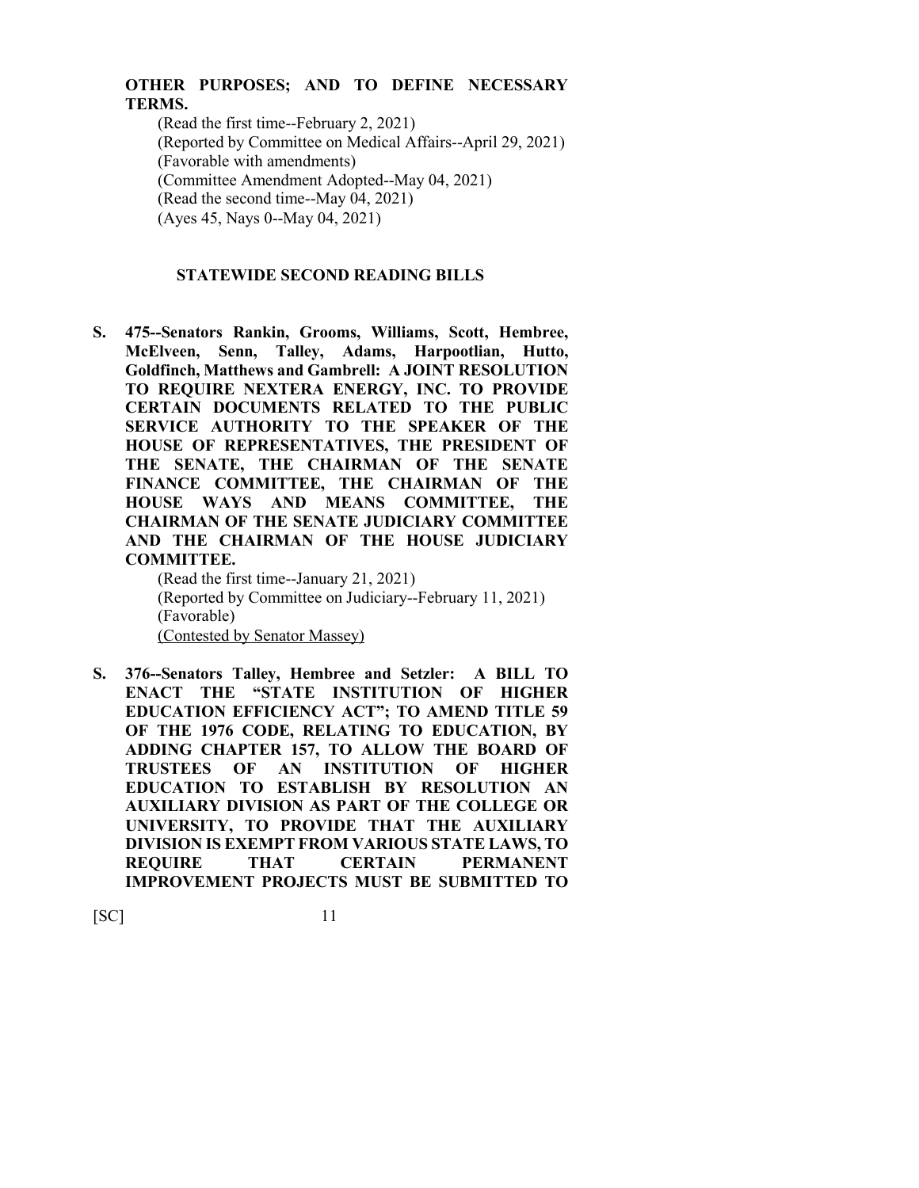**OTHER PURPOSES; AND TO DEFINE NECESSARY TERMS.**

(Read the first time--February 2, 2021)
(Reported by Committee on Medical Affairs--April 29, 2021)
(Favorable with amendments)
(Committee Amendment Adopted--May 04, 2021)
(Read the second time--May 04, 2021)
(Ayes 45, Nays 0--May 04, 2021)

## STATEWIDE SECOND READING BILLS

**S. 475--Senators Rankin, Grooms, Williams, Scott, Hembree, McElveen, Senn, Talley, Adams, Harpootlian, Hutto, Goldfinch, Matthews and Gambrell: A JOINT RESOLUTION TO REQUIRE NEXTERA ENERGY, INC. TO PROVIDE CERTAIN DOCUMENTS RELATED TO THE PUBLIC SERVICE AUTHORITY TO THE SPEAKER OF THE HOUSE OF REPRESENTATIVES, THE PRESIDENT OF THE SENATE, THE CHAIRMAN OF THE SENATE FINANCE COMMITTEE, THE CHAIRMAN OF THE HOUSE WAYS AND MEANS COMMITTEE, THE CHAIRMAN OF THE SENATE JUDICIARY COMMITTEE AND THE CHAIRMAN OF THE HOUSE JUDICIARY COMMITTEE.**

(Read the first time--January 21, 2021)
(Reported by Committee on Judiciary--February 11, 2021)
(Favorable)
(Contested by Senator Massey)

**S. 376--Senators Talley, Hembree and Setzler: A BILL TO ENACT THE "STATE INSTITUTION OF HIGHER EDUCATION EFFICIENCY ACT"; TO AMEND TITLE 59 OF THE 1976 CODE, RELATING TO EDUCATION, BY ADDING CHAPTER 157, TO ALLOW THE BOARD OF TRUSTEES OF AN INSTITUTION OF HIGHER EDUCATION TO ESTABLISH BY RESOLUTION AN AUXILIARY DIVISION AS PART OF THE COLLEGE OR UNIVERSITY, TO PROVIDE THAT THE AUXILIARY DIVISION IS EXEMPT FROM VARIOUS STATE LAWS, TO REQUIRE THAT CERTAIN PERMANENT IMPROVEMENT PROJECTS MUST BE SUBMITTED TO**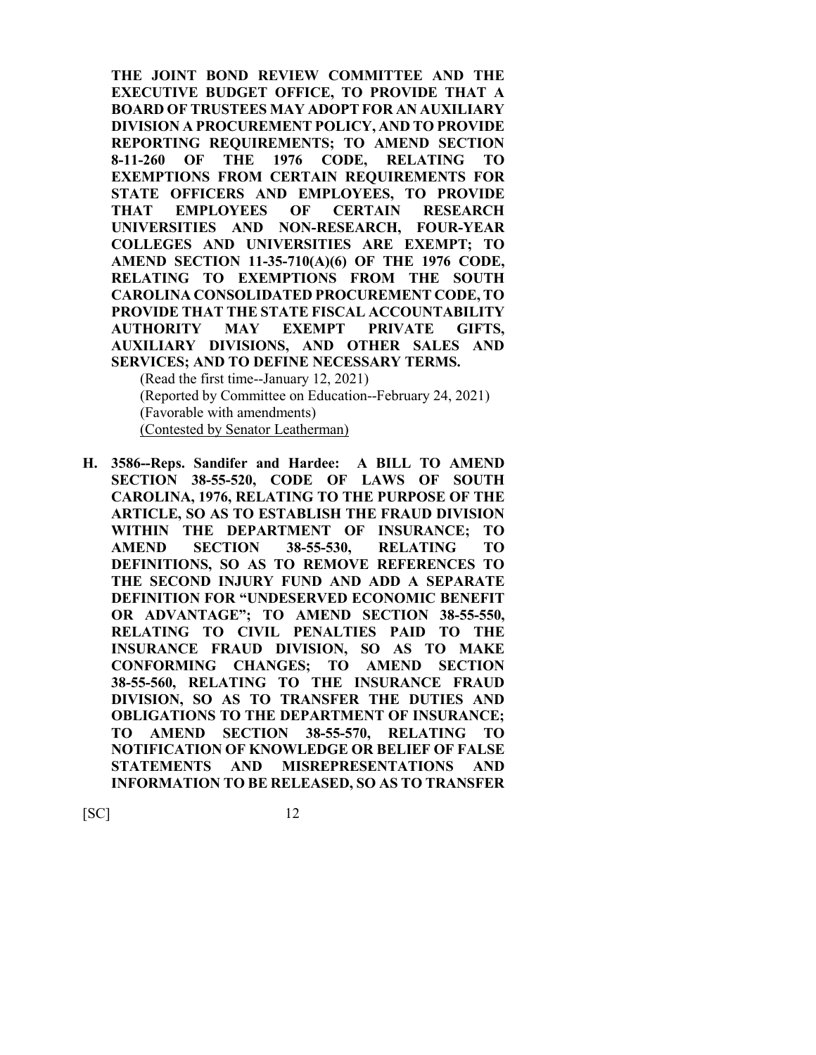**THE JOINT BOND REVIEW COMMITTEE AND THE EXECUTIVE BUDGET OFFICE, TO PROVIDE THAT A BOARD OF TRUSTEES MAY ADOPT FOR AN AUXILIARY DIVISION A PROCUREMENT POLICY, AND TO PROVIDE REPORTING REQUIREMENTS; TO AMEND SECTION 8-11-260 OF THE 1976 CODE, RELATING TO EXEMPTIONS FROM CERTAIN REQUIREMENTS FOR STATE OFFICERS AND EMPLOYEES, TO PROVIDE THAT EMPLOYEES OF CERTAIN RESEARCH UNIVERSITIES AND NON-RESEARCH, FOUR-YEAR COLLEGES AND UNIVERSITIES ARE EXEMPT; TO AMEND SECTION 11-35-710(A)(6) OF THE 1976 CODE, RELATING TO EXEMPTIONS FROM THE SOUTH CAROLINA CONSOLIDATED PROCUREMENT CODE, TO PROVIDE THAT THE STATE FISCAL ACCOUNTABILITY AUTHORITY MAY EXEMPT PRIVATE GIFTS, AUXILIARY DIVISIONS, AND OTHER SALES AND SERVICES; AND TO DEFINE NECESSARY TERMS.**

(Read the first time--January 12, 2021)
(Reported by Committee on Education--February 24, 2021)
(Favorable with amendments)
(Contested by Senator Leatherman)

**H. 3586--Reps. Sandifer and Hardee: A BILL TO AMEND SECTION 38-55-520, CODE OF LAWS OF SOUTH CAROLINA, 1976, RELATING TO THE PURPOSE OF THE ARTICLE, SO AS TO ESTABLISH THE FRAUD DIVISION WITHIN THE DEPARTMENT OF INSURANCE; TO AMEND SECTION 38-55-530, RELATING TO DEFINITIONS, SO AS TO REMOVE REFERENCES TO THE SECOND INJURY FUND AND ADD A SEPARATE DEFINITION FOR "UNDESERVED ECONOMIC BENEFIT OR ADVANTAGE"; TO AMEND SECTION 38-55-550, RELATING TO CIVIL PENALTIES PAID TO THE INSURANCE FRAUD DIVISION, SO AS TO MAKE CONFORMING CHANGES; TO AMEND SECTION 38-55-560, RELATING TO THE INSURANCE FRAUD DIVISION, SO AS TO TRANSFER THE DUTIES AND OBLIGATIONS TO THE DEPARTMENT OF INSURANCE; TO AMEND SECTION 38-55-570, RELATING TO NOTIFICATION OF KNOWLEDGE OR BELIEF OF FALSE STATEMENTS AND MISREPRESENTATIONS AND INFORMATION TO BE RELEASED, SO AS TO TRANSFER**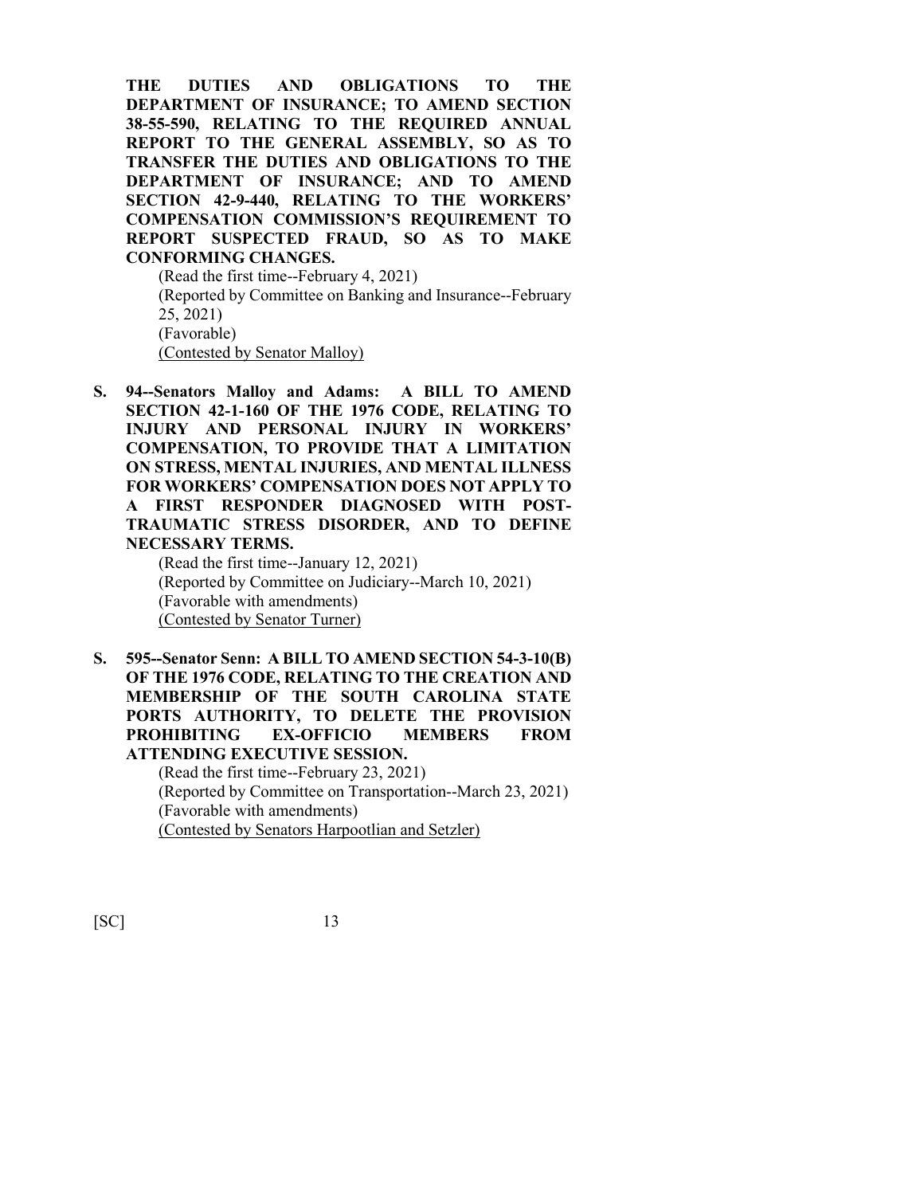**THE DUTIES AND OBLIGATIONS TO THE DEPARTMENT OF INSURANCE; TO AMEND SECTION 38-55-590, RELATING TO THE REQUIRED ANNUAL REPORT TO THE GENERAL ASSEMBLY, SO AS TO TRANSFER THE DUTIES AND OBLIGATIONS TO THE DEPARTMENT OF INSURANCE; AND TO AMEND SECTION 42-9-440, RELATING TO THE WORKERS' COMPENSATION COMMISSION'S REQUIREMENT TO REPORT SUSPECTED FRAUD, SO AS TO MAKE CONFORMING CHANGES.**

(Read the first time--February 4, 2021)
(Reported by Committee on Banking and Insurance--February 25, 2021)
(Favorable)
<u>(Contested by Senator Malloy)</u>

**S. 94--Senators Malloy and Adams: A BILL TO AMEND SECTION 42-1-160 OF THE 1976 CODE, RELATING TO INJURY AND PERSONAL INJURY IN WORKERS' COMPENSATION, TO PROVIDE THAT A LIMITATION ON STRESS, MENTAL INJURIES, AND MENTAL ILLNESS FOR WORKERS' COMPENSATION DOES NOT APPLY TO A FIRST RESPONDER DIAGNOSED WITH POST-TRAUMATIC STRESS DISORDER, AND TO DEFINE NECESSARY TERMS.**

(Read the first time--January 12, 2021)
(Reported by Committee on Judiciary--March 10, 2021)
(Favorable with amendments)
<u>(Contested by Senator Turner)</u>

**S. 595--Senator Senn: A BILL TO AMEND SECTION 54-3-10(B) OF THE 1976 CODE, RELATING TO THE CREATION AND MEMBERSHIP OF THE SOUTH CAROLINA STATE PORTS AUTHORITY, TO DELETE THE PROVISION PROHIBITING EX-OFFICIO MEMBERS FROM ATTENDING EXECUTIVE SESSION.**

(Read the first time--February 23, 2021)
(Reported by Committee on Transportation--March 23, 2021)
(Favorable with amendments)
<u>(Contested by Senators Harpootlian and Setzler)</u>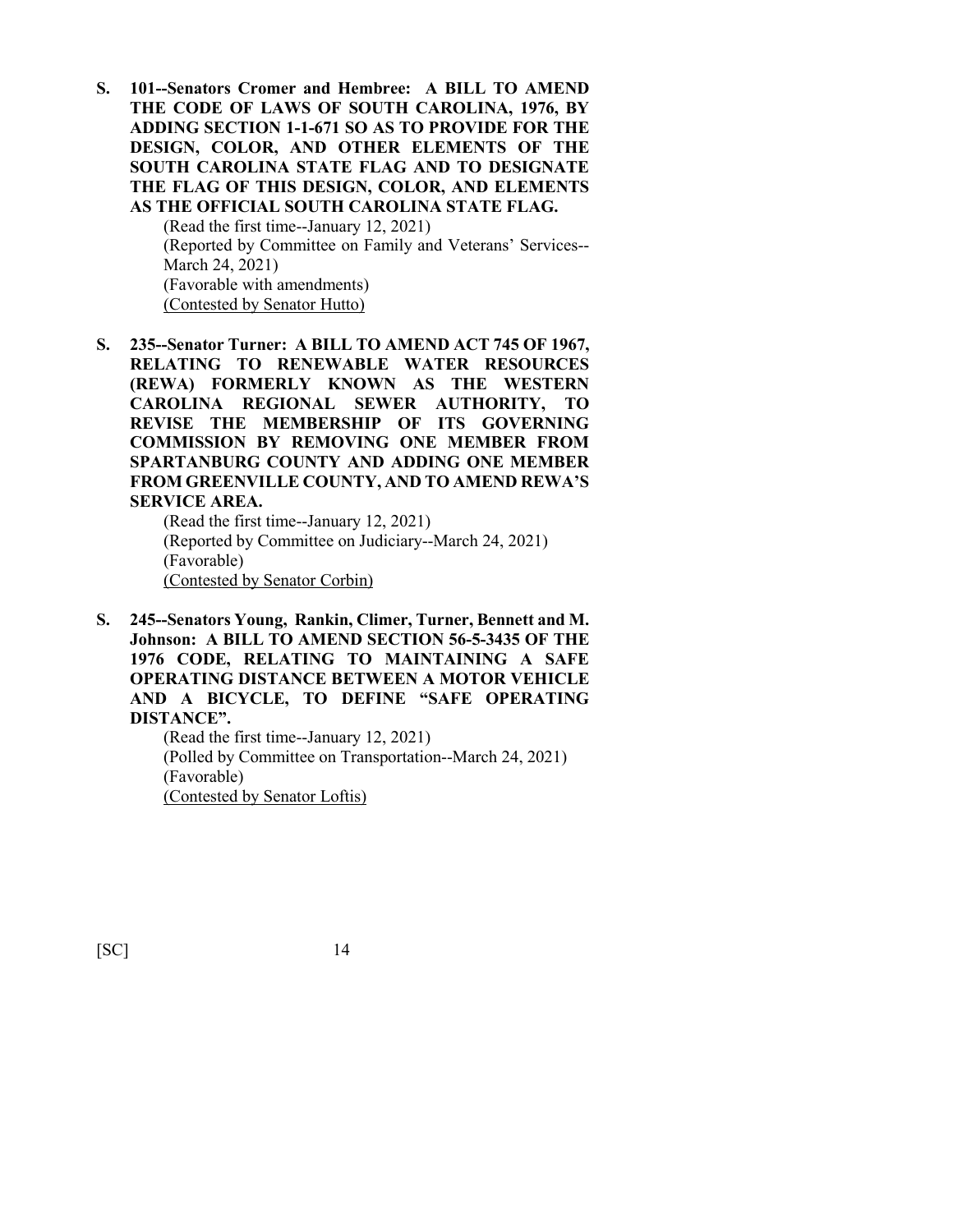**S. 101--Senators Cromer and Hembree: A BILL TO AMEND THE CODE OF LAWS OF SOUTH CAROLINA, 1976, BY ADDING SECTION 1-1-671 SO AS TO PROVIDE FOR THE DESIGN, COLOR, AND OTHER ELEMENTS OF THE SOUTH CAROLINA STATE FLAG AND TO DESIGNATE THE FLAG OF THIS DESIGN, COLOR, AND ELEMENTS AS THE OFFICIAL SOUTH CAROLINA STATE FLAG.**

(Read the first time--January 12, 2021)
(Reported by Committee on Family and Veterans' Services--March 24, 2021)
(Favorable with amendments)
(Contested by Senator Hutto)

**S. 235--Senator Turner: A BILL TO AMEND ACT 745 OF 1967, RELATING TO RENEWABLE WATER RESOURCES (REWA) FORMERLY KNOWN AS THE WESTERN CAROLINA REGIONAL SEWER AUTHORITY, TO REVISE THE MEMBERSHIP OF ITS GOVERNING COMMISSION BY REMOVING ONE MEMBER FROM SPARTANBURG COUNTY AND ADDING ONE MEMBER FROM GREENVILLE COUNTY, AND TO AMEND REWA'S SERVICE AREA.**

(Read the first time--January 12, 2021)
(Reported by Committee on Judiciary--March 24, 2021)
(Favorable)
(Contested by Senator Corbin)

**S. 245--Senators Young, Rankin, Climer, Turner, Bennett and M. Johnson: A BILL TO AMEND SECTION 56-5-3435 OF THE 1976 CODE, RELATING TO MAINTAINING A SAFE OPERATING DISTANCE BETWEEN A MOTOR VEHICLE AND A BICYCLE, TO DEFINE "SAFE OPERATING DISTANCE".**

(Read the first time--January 12, 2021)
(Polled by Committee on Transportation--March 24, 2021)
(Favorable)
(Contested by Senator Loftis)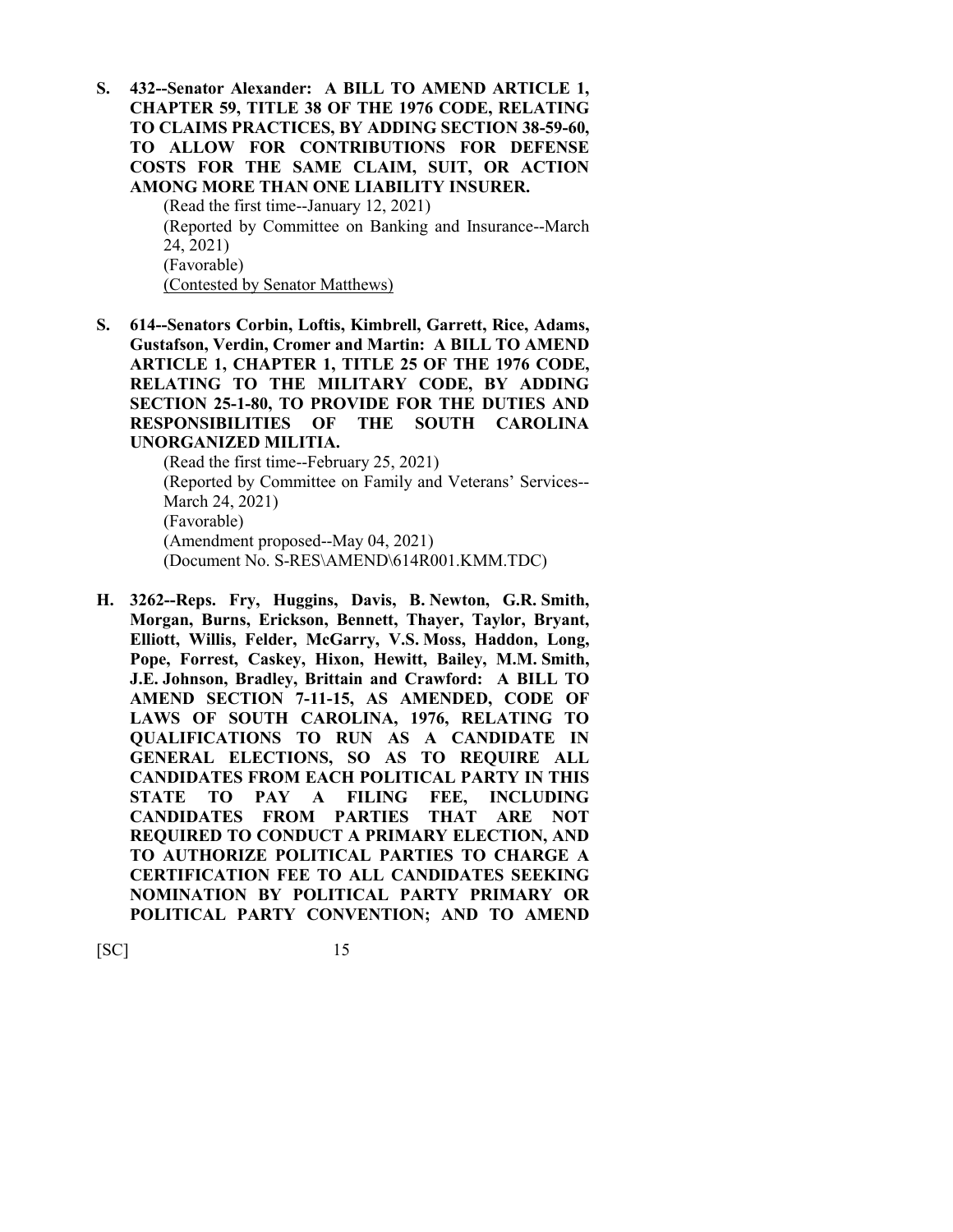**S. 432--Senator Alexander: A BILL TO AMEND ARTICLE 1, CHAPTER 59, TITLE 38 OF THE 1976 CODE, RELATING TO CLAIMS PRACTICES, BY ADDING SECTION 38-59-60, TO ALLOW FOR CONTRIBUTIONS FOR DEFENSE COSTS FOR THE SAME CLAIM, SUIT, OR ACTION AMONG MORE THAN ONE LIABILITY INSURER.**

(Read the first time--January 12, 2021)
(Reported by Committee on Banking and Insurance--March 24, 2021)
(Favorable)
(Contested by Senator Matthews)

**S. 614--Senators Corbin, Loftis, Kimbrell, Garrett, Rice, Adams, Gustafson, Verdin, Cromer and Martin: A BILL TO AMEND ARTICLE 1, CHAPTER 1, TITLE 25 OF THE 1976 CODE, RELATING TO THE MILITARY CODE, BY ADDING SECTION 25-1-80, TO PROVIDE FOR THE DUTIES AND RESPONSIBILITIES OF THE SOUTH CAROLINA UNORGANIZED MILITIA.**

(Read the first time--February 25, 2021)
(Reported by Committee on Family and Veterans' Services--March 24, 2021)
(Favorable)
(Amendment proposed--May 04, 2021)
(Document No. S-RES\AMEND\614R001.KMM.TDC)

**H. 3262--Reps. Fry, Huggins, Davis, B. Newton, G.R. Smith, Morgan, Burns, Erickson, Bennett, Thayer, Taylor, Bryant, Elliott, Willis, Felder, McGarry, V.S. Moss, Haddon, Long, Pope, Forrest, Caskey, Hixon, Hewitt, Bailey, M.M. Smith, J.E. Johnson, Bradley, Brittain and Crawford: A BILL TO AMEND SECTION 7-11-15, AS AMENDED, CODE OF LAWS OF SOUTH CAROLINA, 1976, RELATING TO QUALIFICATIONS TO RUN AS A CANDIDATE IN GENERAL ELECTIONS, SO AS TO REQUIRE ALL CANDIDATES FROM EACH POLITICAL PARTY IN THIS STATE TO PAY A FILING FEE, INCLUDING CANDIDATES FROM PARTIES THAT ARE NOT REQUIRED TO CONDUCT A PRIMARY ELECTION, AND TO AUTHORIZE POLITICAL PARTIES TO CHARGE A CERTIFICATION FEE TO ALL CANDIDATES SEEKING NOMINATION BY POLITICAL PARTY PRIMARY OR POLITICAL PARTY CONVENTION; AND TO AMEND**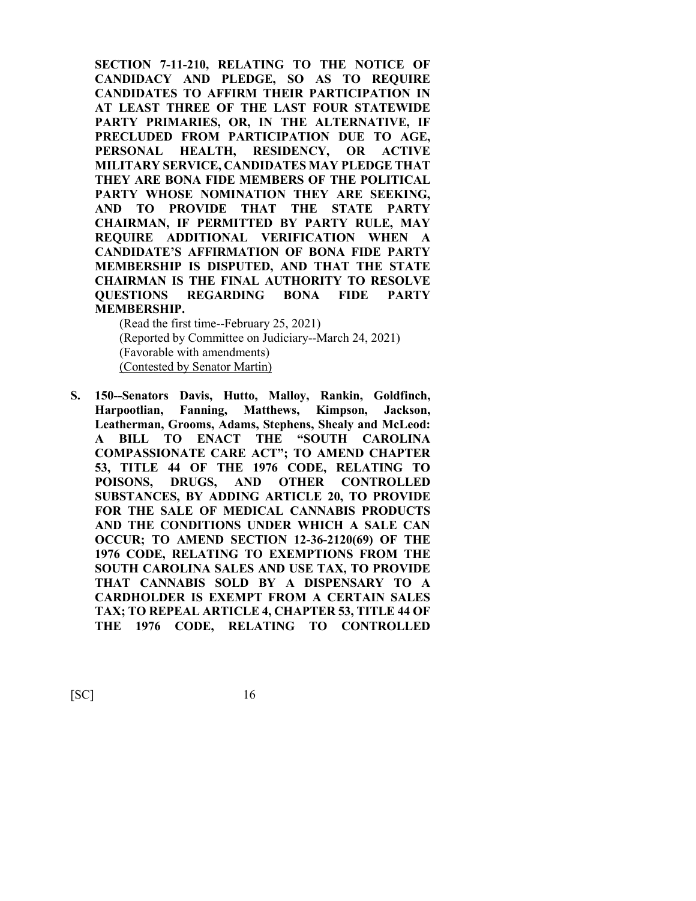**SECTION 7-11-210, RELATING TO THE NOTICE OF CANDIDACY AND PLEDGE, SO AS TO REQUIRE CANDIDATES TO AFFIRM THEIR PARTICIPATION IN AT LEAST THREE OF THE LAST FOUR STATEWIDE PARTY PRIMARIES, OR, IN THE ALTERNATIVE, IF PRECLUDED FROM PARTICIPATION DUE TO AGE, PERSONAL HEALTH, RESIDENCY, OR ACTIVE MILITARY SERVICE, CANDIDATES MAY PLEDGE THAT THEY ARE BONA FIDE MEMBERS OF THE POLITICAL PARTY WHOSE NOMINATION THEY ARE SEEKING, AND TO PROVIDE THAT THE STATE PARTY CHAIRMAN, IF PERMITTED BY PARTY RULE, MAY REQUIRE ADDITIONAL VERIFICATION WHEN A CANDIDATE'S AFFIRMATION OF BONA FIDE PARTY MEMBERSHIP IS DISPUTED, AND THAT THE STATE CHAIRMAN IS THE FINAL AUTHORITY TO RESOLVE QUESTIONS REGARDING BONA FIDE PARTY MEMBERSHIP.**

(Read the first time--February 25, 2021)
(Reported by Committee on Judiciary--March 24, 2021)
(Favorable with amendments)
<u>(Contested by Senator Martin)</u>

**S. 150--Senators Davis, Hutto, Malloy, Rankin, Goldfinch, Harpootlian, Fanning, Matthews, Kimpson, Jackson, Leatherman, Grooms, Adams, Stephens, Shealy and McLeod: A BILL TO ENACT THE "SOUTH CAROLINA COMPASSIONATE CARE ACT"; TO AMEND CHAPTER 53, TITLE 44 OF THE 1976 CODE, RELATING TO POISONS, DRUGS, AND OTHER CONTROLLED SUBSTANCES, BY ADDING ARTICLE 20, TO PROVIDE FOR THE SALE OF MEDICAL CANNABIS PRODUCTS AND THE CONDITIONS UNDER WHICH A SALE CAN OCCUR; TO AMEND SECTION 12-36-2120(69) OF THE 1976 CODE, RELATING TO EXEMPTIONS FROM THE SOUTH CAROLINA SALES AND USE TAX, TO PROVIDE THAT CANNABIS SOLD BY A DISPENSARY TO A CARDHOLDER IS EXEMPT FROM A CERTAIN SALES TAX; TO REPEAL ARTICLE 4, CHAPTER 53, TITLE 44 OF THE 1976 CODE, RELATING TO CONTROLLED**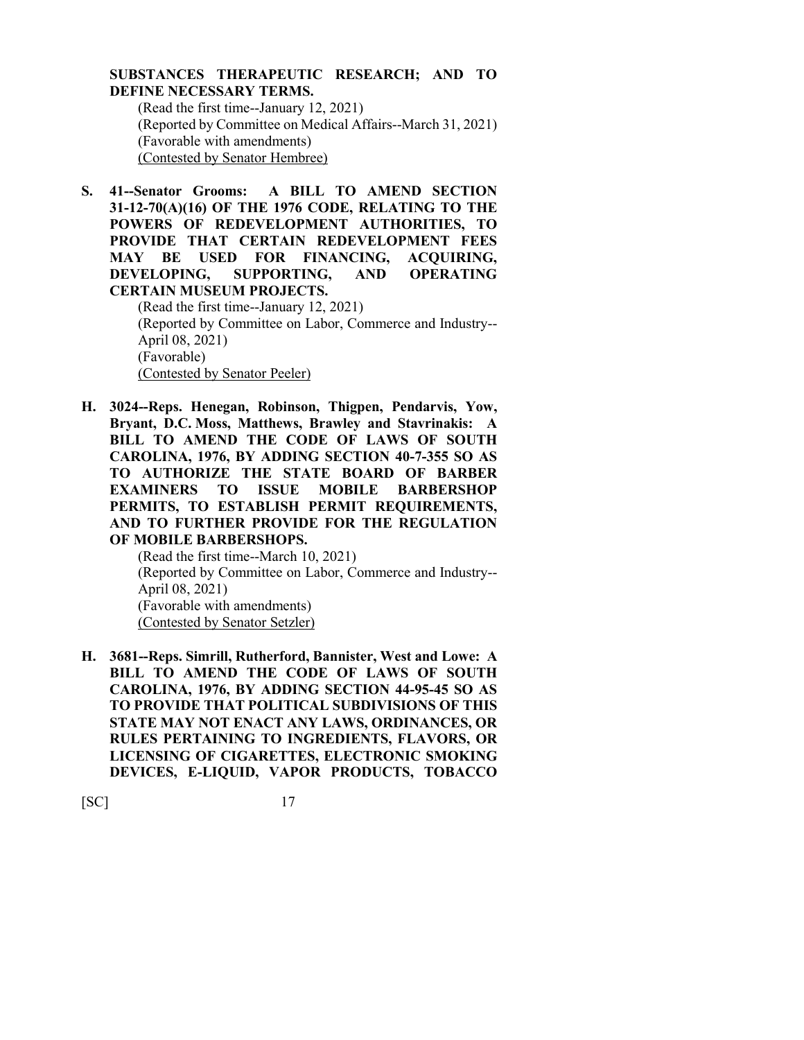**SUBSTANCES THERAPEUTIC RESEARCH; AND TO DEFINE NECESSARY TERMS.**

(Read the first time--January 12, 2021)
(Reported by Committee on Medical Affairs--March 31, 2021)
(Favorable with amendments)
(Contested by Senator Hembree)

**S. 41--Senator Grooms: A BILL TO AMEND SECTION 31-12-70(A)(16) OF THE 1976 CODE, RELATING TO THE POWERS OF REDEVELOPMENT AUTHORITIES, TO PROVIDE THAT CERTAIN REDEVELOPMENT FEES MAY BE USED FOR FINANCING, ACQUIRING, DEVELOPING, SUPPORTING, AND OPERATING CERTAIN MUSEUM PROJECTS.**

(Read the first time--January 12, 2021)
(Reported by Committee on Labor, Commerce and Industry--April 08, 2021)
(Favorable)
(Contested by Senator Peeler)

**H. 3024--Reps. Henegan, Robinson, Thigpen, Pendarvis, Yow, Bryant, D.C. Moss, Matthews, Brawley and Stavrinakis: A BILL TO AMEND THE CODE OF LAWS OF SOUTH CAROLINA, 1976, BY ADDING SECTION 40-7-355 SO AS TO AUTHORIZE THE STATE BOARD OF BARBER EXAMINERS TO ISSUE MOBILE BARBERSHOP PERMITS, TO ESTABLISH PERMIT REQUIREMENTS, AND TO FURTHER PROVIDE FOR THE REGULATION OF MOBILE BARBERSHOPS.**

(Read the first time--March 10, 2021)
(Reported by Committee on Labor, Commerce and Industry--April 08, 2021)
(Favorable with amendments)
(Contested by Senator Setzler)

**H. 3681--Reps. Simrill, Rutherford, Bannister, West and Lowe: A BILL TO AMEND THE CODE OF LAWS OF SOUTH CAROLINA, 1976, BY ADDING SECTION 44-95-45 SO AS TO PROVIDE THAT POLITICAL SUBDIVISIONS OF THIS STATE MAY NOT ENACT ANY LAWS, ORDINANCES, OR RULES PERTAINING TO INGREDIENTS, FLAVORS, OR LICENSING OF CIGARETTES, ELECTRONIC SMOKING DEVICES, E-LIQUID, VAPOR PRODUCTS, TOBACCO**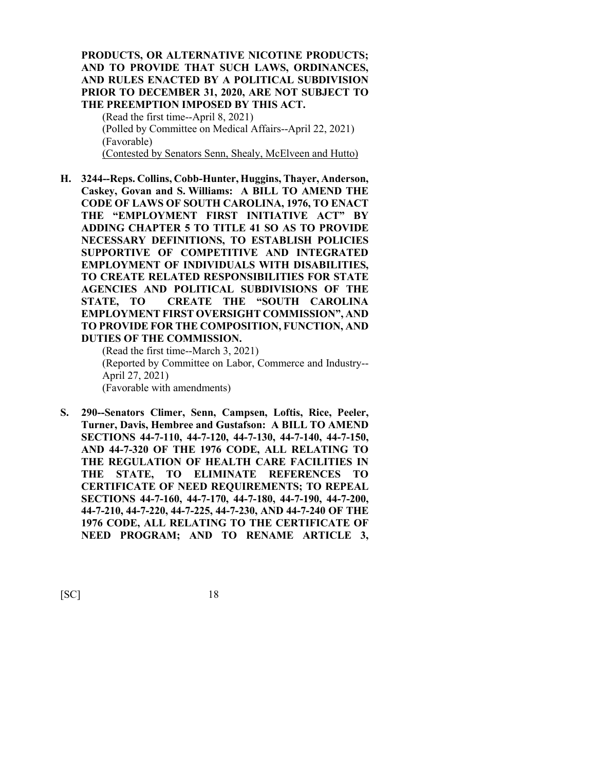**PRODUCTS, OR ALTERNATIVE NICOTINE PRODUCTS; AND TO PROVIDE THAT SUCH LAWS, ORDINANCES, AND RULES ENACTED BY A POLITICAL SUBDIVISION PRIOR TO DECEMBER 31, 2020, ARE NOT SUBJECT TO THE PREEMPTION IMPOSED BY THIS ACT.**

(Read the first time--April 8, 2021)
(Polled by Committee on Medical Affairs--April 22, 2021)
(Favorable)
<u>(Contested by Senators Senn, Shealy, McElveen and Hutto)</u>

**H. 3244--Reps. Collins, Cobb-Hunter, Huggins, Thayer, Anderson, Caskey, Govan and S. Williams: A BILL TO AMEND THE CODE OF LAWS OF SOUTH CAROLINA, 1976, TO ENACT THE "EMPLOYMENT FIRST INITIATIVE ACT" BY ADDING CHAPTER 5 TO TITLE 41 SO AS TO PROVIDE NECESSARY DEFINITIONS, TO ESTABLISH POLICIES SUPPORTIVE OF COMPETITIVE AND INTEGRATED EMPLOYMENT OF INDIVIDUALS WITH DISABILITIES, TO CREATE RELATED RESPONSIBILITIES FOR STATE AGENCIES AND POLITICAL SUBDIVISIONS OF THE STATE, TO CREATE THE "SOUTH CAROLINA EMPLOYMENT FIRST OVERSIGHT COMMISSION", AND TO PROVIDE FOR THE COMPOSITION, FUNCTION, AND DUTIES OF THE COMMISSION.**

(Read the first time--March 3, 2021)
(Reported by Committee on Labor, Commerce and Industry--April 27, 2021)
(Favorable with amendments)

**S. 290--Senators Climer, Senn, Campsen, Loftis, Rice, Peeler, Turner, Davis, Hembree and Gustafson: A BILL TO AMEND SECTIONS 44-7-110, 44-7-120, 44-7-130, 44-7-140, 44-7-150, AND 44-7-320 OF THE 1976 CODE, ALL RELATING TO THE REGULATION OF HEALTH CARE FACILITIES IN THE STATE, TO ELIMINATE REFERENCES TO CERTIFICATE OF NEED REQUIREMENTS; TO REPEAL SECTIONS 44-7-160, 44-7-170, 44-7-180, 44-7-190, 44-7-200, 44-7-210, 44-7-220, 44-7-225, 44-7-230, AND 44-7-240 OF THE 1976 CODE, ALL RELATING TO THE CERTIFICATE OF NEED PROGRAM; AND TO RENAME ARTICLE 3,**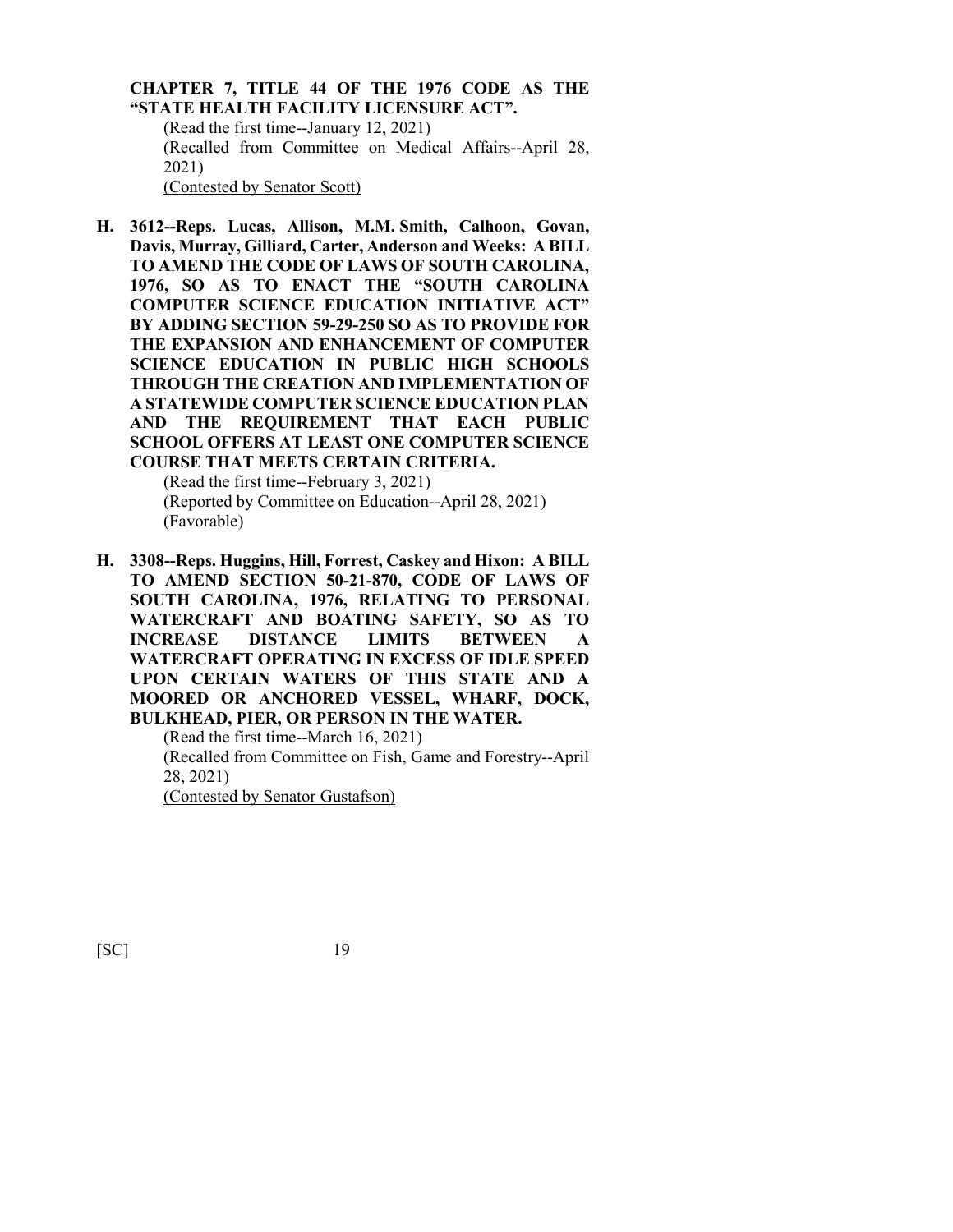**CHAPTER 7, TITLE 44 OF THE 1976 CODE AS THE "STATE HEALTH FACILITY LICENSURE ACT".**

(Read the first time--January 12, 2021)
(Recalled from Committee on Medical Affairs--April 28, 2021)
(Contested by Senator Scott)

**H. 3612--Reps. Lucas, Allison, M.M. Smith, Calhoon, Govan, Davis, Murray, Gilliard, Carter, Anderson and Weeks: A BILL TO AMEND THE CODE OF LAWS OF SOUTH CAROLINA, 1976, SO AS TO ENACT THE "SOUTH CAROLINA COMPUTER SCIENCE EDUCATION INITIATIVE ACT" BY ADDING SECTION 59-29-250 SO AS TO PROVIDE FOR THE EXPANSION AND ENHANCEMENT OF COMPUTER SCIENCE EDUCATION IN PUBLIC HIGH SCHOOLS THROUGH THE CREATION AND IMPLEMENTATION OF A STATEWIDE COMPUTER SCIENCE EDUCATION PLAN AND THE REQUIREMENT THAT EACH PUBLIC SCHOOL OFFERS AT LEAST ONE COMPUTER SCIENCE COURSE THAT MEETS CERTAIN CRITERIA.**

(Read the first time--February 3, 2021)
(Reported by Committee on Education--April 28, 2021)
(Favorable)

**H. 3308--Reps. Huggins, Hill, Forrest, Caskey and Hixon: A BILL TO AMEND SECTION 50-21-870, CODE OF LAWS OF SOUTH CAROLINA, 1976, RELATING TO PERSONAL WATERCRAFT AND BOATING SAFETY, SO AS TO INCREASE DISTANCE LIMITS BETWEEN A WATERCRAFT OPERATING IN EXCESS OF IDLE SPEED UPON CERTAIN WATERS OF THIS STATE AND A MOORED OR ANCHORED VESSEL, WHARF, DOCK, BULKHEAD, PIER, OR PERSON IN THE WATER.**

(Read the first time--March 16, 2021)
(Recalled from Committee on Fish, Game and Forestry--April 28, 2021)
(Contested by Senator Gustafson)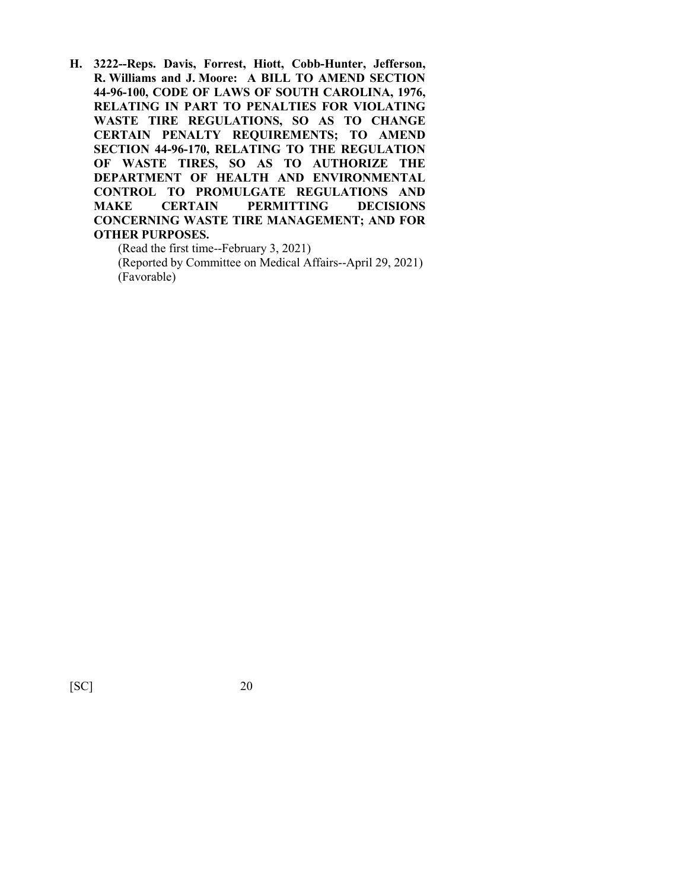**H. 3222--Reps. Davis, Forrest, Hiott, Cobb-Hunter, Jefferson, R. Williams and J. Moore: A BILL TO AMEND SECTION 44-96-100, CODE OF LAWS OF SOUTH CAROLINA, 1976, RELATING IN PART TO PENALTIES FOR VIOLATING WASTE TIRE REGULATIONS, SO AS TO CHANGE CERTAIN PENALTY REQUIREMENTS; TO AMEND SECTION 44-96-170, RELATING TO THE REGULATION OF WASTE TIRES, SO AS TO AUTHORIZE THE DEPARTMENT OF HEALTH AND ENVIRONMENTAL CONTROL TO PROMULGATE REGULATIONS AND MAKE CERTAIN PERMITTING DECISIONS CONCERNING WASTE TIRE MANAGEMENT; AND FOR OTHER PURPOSES.**

(Read the first time--February 3, 2021)
(Reported by Committee on Medical Affairs--April 29, 2021)
(Favorable)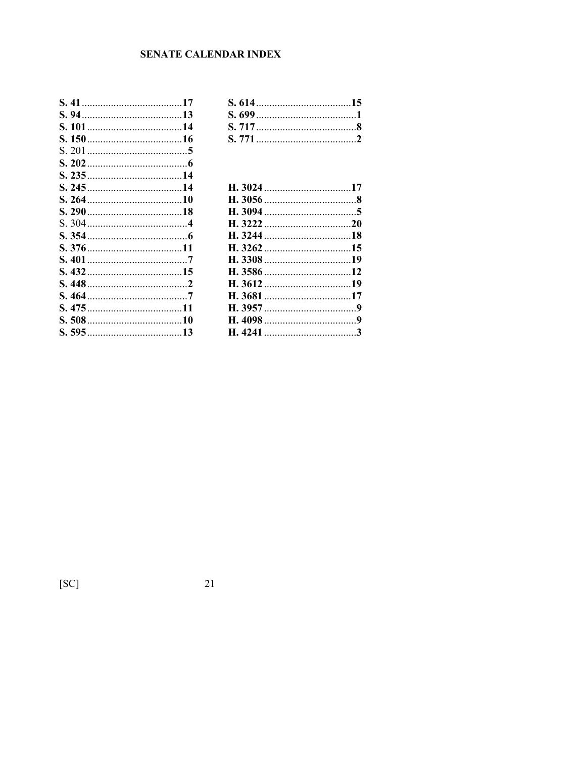## SENATE CALENDAR INDEX

**S. 41**......................................**17**
**S. 94**......................................**13**
**S. 101**....................................**14**
**S. 150**....................................**16**
S. 201......................................**5**
**S. 202**......................................**6**
**S. 235**....................................**14**
**S. 245**....................................**14**
**S. 264**....................................**10**
**S. 290**....................................**18**
S. 304......................................**4**
**S. 354**......................................**6**
**S. 376**....................................**11**
**S. 401**......................................**7**
**S. 432**....................................**15**
**S. 448**......................................**2**
**S. 464**......................................**7**
**S. 475**....................................**11**
**S. 508**....................................**10**
**S. 595**....................................**13**
**S. 614**....................................**15**
**S. 699**......................................**1**
**S. 717**......................................**8**
**S. 771**......................................**2**

**H. 3024**.................................**17**
**H. 3056**...................................**8**
**H. 3094**...................................**5**
**H. 3222**.................................**20**
**H. 3244**.................................**18**
**H. 3262**.................................**15**
**H. 3308**.................................**19**
**H. 3586**.................................**12**
**H. 3612**.................................**19**
**H. 3681**.................................**17**
**H. 3957**...................................**9**
**H. 4098**...................................**9**
**H. 4241**...................................**3**

[SC]